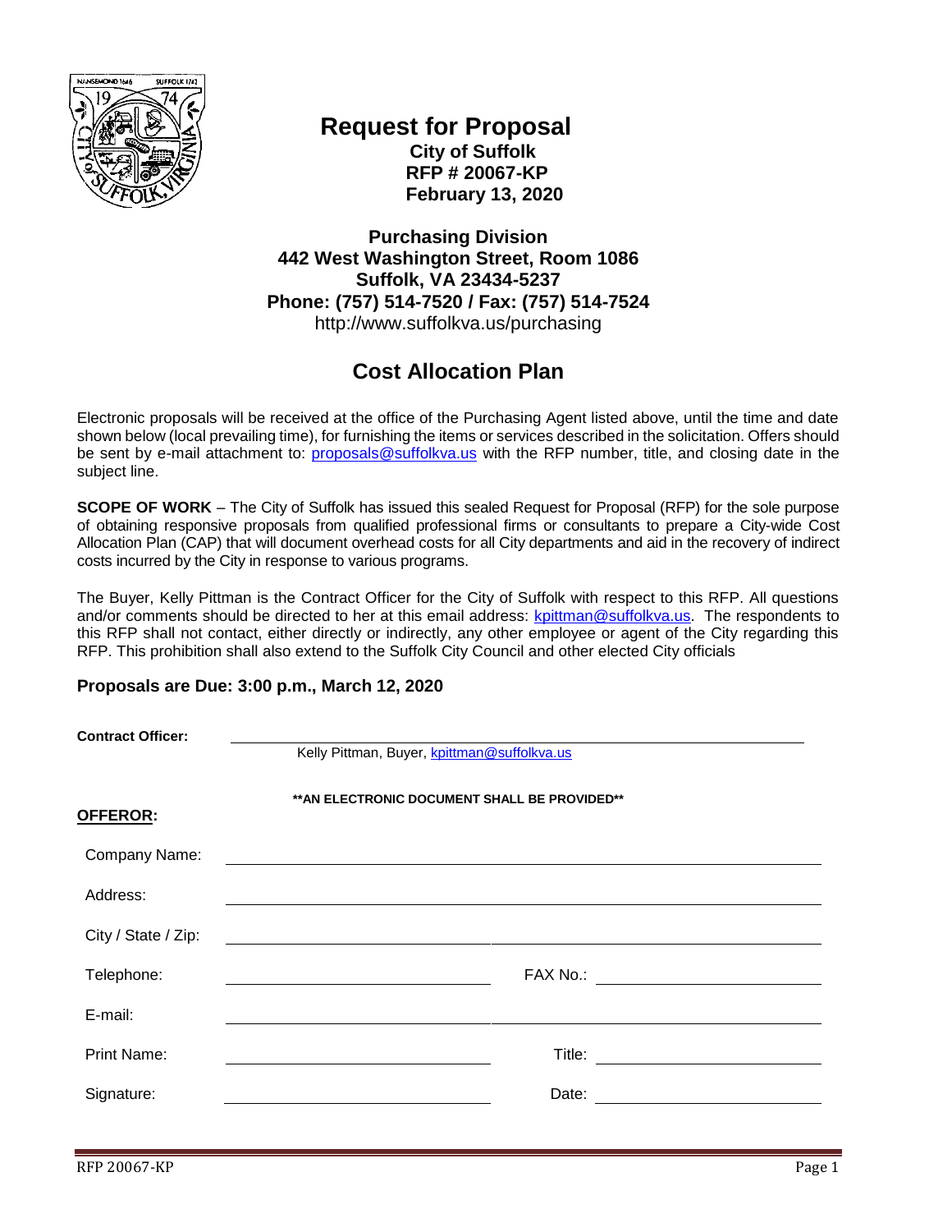# Request for Proposal

**City of Suffolk**
**RFP # 20067-KP**
**February 13, 2020**

**Purchasing Division**
**442 West Washington Street, Room 1086**
**Suffolk, VA 23434-5237**
**Phone: (757) 514-7520 / Fax: (757) 514-7524**
http://www.suffolkva.us/purchasing

## Cost Allocation Plan

Electronic proposals will be received at the office of the Purchasing Agent listed above, until the time and date shown below (local prevailing time), for furnishing the items or services described in the solicitation. Offers should be sent by e-mail attachment to: proposals@suffolkva.us with the RFP number, title, and closing date in the subject line.

**SCOPE OF WORK** – The City of Suffolk has issued this sealed Request for Proposal (RFP) for the sole purpose of obtaining responsive proposals from qualified professional firms or consultants to prepare a City-wide Cost Allocation Plan (CAP) that will document overhead costs for all City departments and aid in the recovery of indirect costs incurred by the City in response to various programs.

The Buyer, Kelly Pittman is the Contract Officer for the City of Suffolk with respect to this RFP. All questions and/or comments should be directed to her at this email address: kpittman@suffolkva.us. The respondents to this RFP shall not contact, either directly or indirectly, any other employee or agent of the City regarding this RFP. This prohibition shall also extend to the Suffolk City Council and other elected City officials

### Proposals are Due: 3:00 p.m., March 12, 2020

**Contract Officer:** ______________________________
Kelly Pittman, Buyer, kpittman@suffolkva.us

**\*\*AN ELECTRONIC DOCUMENT SHALL BE PROVIDED\*\***

**OFFEROR:**

Company Name: ______________________________

Address: ______________________________

City / State / Zip: ______________________________

Telephone: ______________________________ FAX No.: ______________________________

E-mail: ______________________________

Print Name: ______________________________ Title: ______________________________

Signature: ______________________________ Date: ______________________________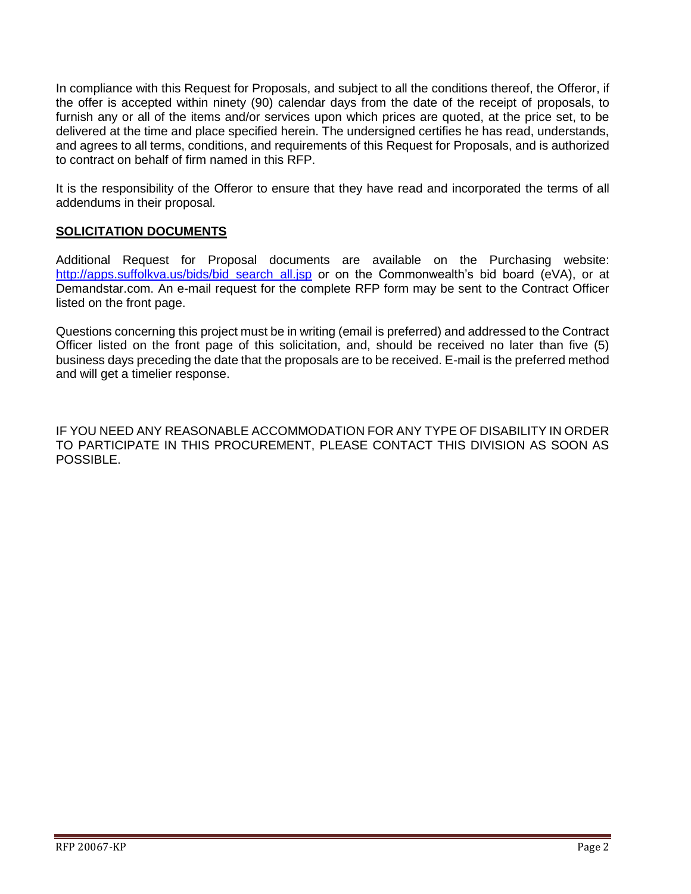In compliance with this Request for Proposals, and subject to all the conditions thereof, the Offeror, if the offer is accepted within ninety (90) calendar days from the date of the receipt of proposals, to furnish any or all of the items and/or services upon which prices are quoted, at the price set, to be delivered at the time and place specified herein. The undersigned certifies he has read, understands, and agrees to all terms, conditions, and requirements of this Request for Proposals, and is authorized to contract on behalf of firm named in this RFP.

It is the responsibility of the Offeror to ensure that they have read and incorporated the terms of all addendums in their proposal.

**SOLICITATION DOCUMENTS**

Additional Request for Proposal documents are available on the Purchasing website: [http://apps.suffolkva.us/bids/bid_search_all.jsp](http://apps.suffolkva.us/bids/bid_search_all.jsp) or on the Commonwealth's bid board (eVA), or at Demandstar.com. An e-mail request for the complete RFP form may be sent to the Contract Officer listed on the front page.

Questions concerning this project must be in writing (email is preferred) and addressed to the Contract Officer listed on the front page of this solicitation, and, should be received no later than five (5) business days preceding the date that the proposals are to be received. E-mail is the preferred method and will get a timelier response.

IF YOU NEED ANY REASONABLE ACCOMMODATION FOR ANY TYPE OF DISABILITY IN ORDER TO PARTICIPATE IN THIS PROCUREMENT, PLEASE CONTACT THIS DIVISION AS SOON AS POSSIBLE.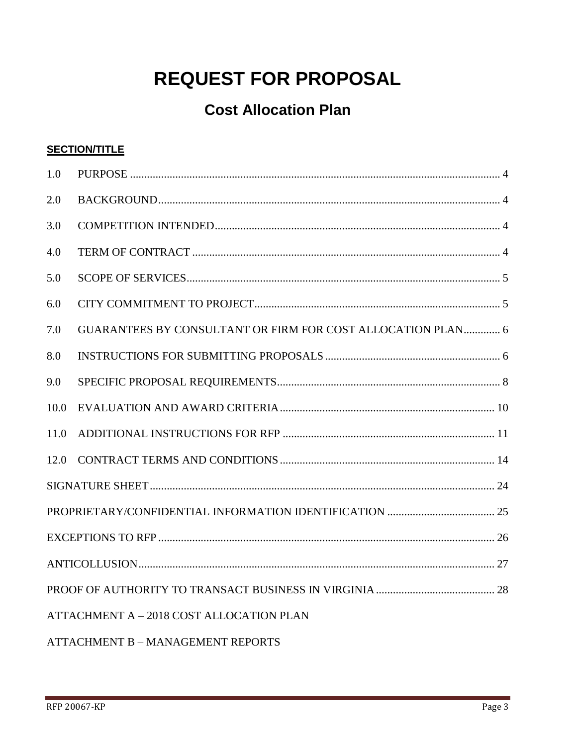# REQUEST FOR PROPOSAL

## Cost Allocation Plan

**SECTION/TITLE**

| | | |
|---|---|---|
| 1.0 | PURPOSE | 4 |
| 2.0 | BACKGROUND | 4 |
| 3.0 | COMPETITION INTENDED | 4 |
| 4.0 | TERM OF CONTRACT | 4 |
| 5.0 | SCOPE OF SERVICES | 5 |
| 6.0 | CITY COMMITMENT TO PROJECT | 5 |
| 7.0 | GUARANTEES BY CONSULTANT OR FIRM FOR COST ALLOCATION PLAN | 6 |
| 8.0 | INSTRUCTIONS FOR SUBMITTING PROPOSALS | 6 |
| 9.0 | SPECIFIC PROPOSAL REQUIREMENTS | 8 |
| 10.0 | EVALUATION AND AWARD CRITERIA | 10 |
| 11.0 | ADDITIONAL INSTRUCTIONS FOR RFP | 11 |
| 12.0 | CONTRACT TERMS AND CONDITIONS | 14 |
| SIGNATURE SHEET | | 24 |
| PROPRIETARY/CONFIDENTIAL INFORMATION IDENTIFICATION | | 25 |
| EXCEPTIONS TO RFP | | 26 |
| ANTICOLLUSION | | 27 |
| PROOF OF AUTHORITY TO TRANSACT BUSINESS IN VIRGINIA | | 28 |
| ATTACHMENT A – 2018 COST ALLOCATION PLAN | | |
| ATTACHMENT B – MANAGEMENT REPORTS | | |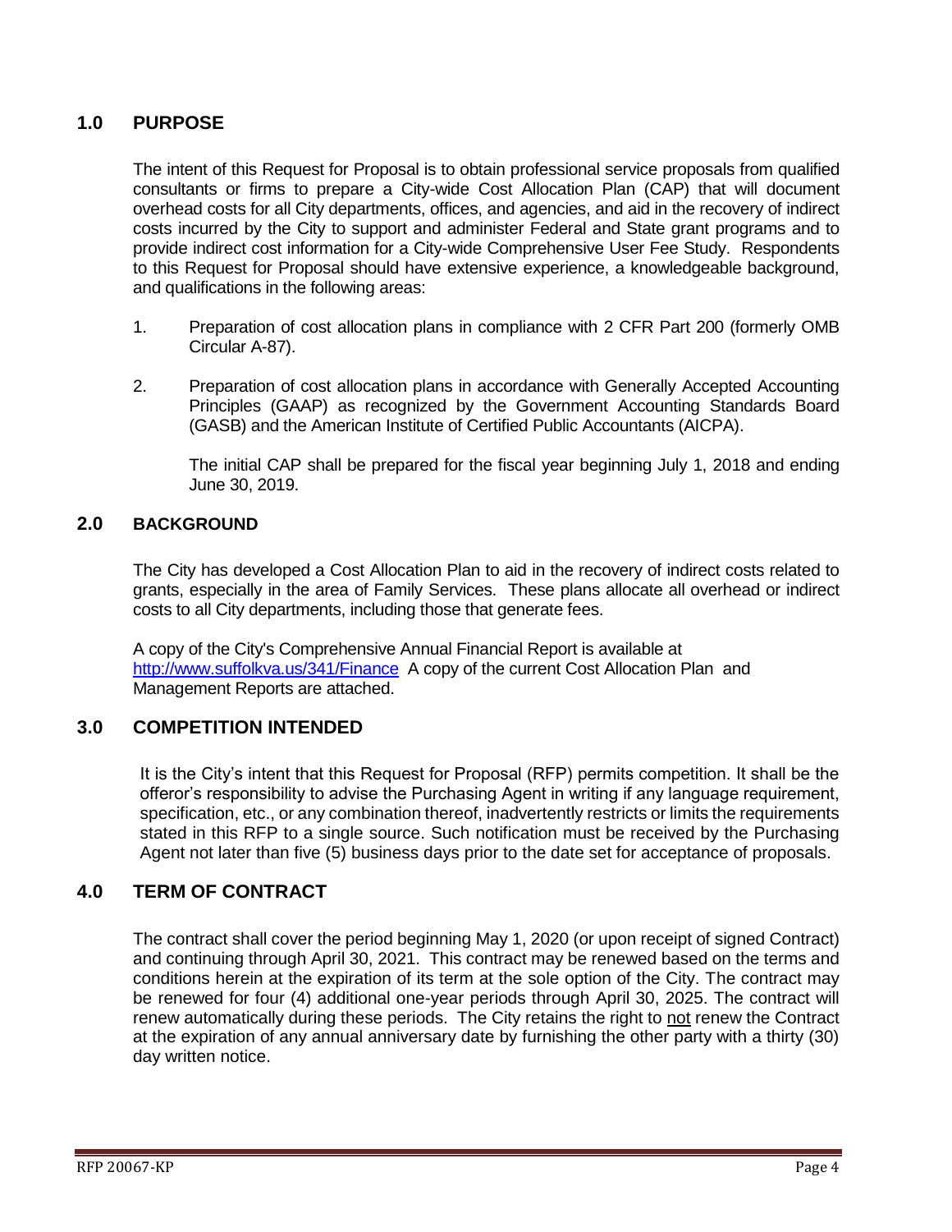## 1.0 PURPOSE

The intent of this Request for Proposal is to obtain professional service proposals from qualified consultants or firms to prepare a City-wide Cost Allocation Plan (CAP) that will document overhead costs for all City departments, offices, and agencies, and aid in the recovery of indirect costs incurred by the City to support and administer Federal and State grant programs and to provide indirect cost information for a City-wide Comprehensive User Fee Study. Respondents to this Request for Proposal should have extensive experience, a knowledgeable background, and qualifications in the following areas:

1. Preparation of cost allocation plans in compliance with 2 CFR Part 200 (formerly OMB Circular A-87).

2. Preparation of cost allocation plans in accordance with Generally Accepted Accounting Principles (GAAP) as recognized by the Government Accounting Standards Board (GASB) and the American Institute of Certified Public Accountants (AICPA).

   The initial CAP shall be prepared for the fiscal year beginning July 1, 2018 and ending June 30, 2019.

## 2.0 BACKGROUND

The City has developed a Cost Allocation Plan to aid in the recovery of indirect costs related to grants, especially in the area of Family Services. These plans allocate all overhead or indirect costs to all City departments, including those that generate fees.

A copy of the City's Comprehensive Annual Financial Report is available at http://www.suffolkva.us/341/Finance A copy of the current Cost Allocation Plan and Management Reports are attached.

## 3.0 COMPETITION INTENDED

It is the City's intent that this Request for Proposal (RFP) permits competition. It shall be the offeror's responsibility to advise the Purchasing Agent in writing if any language requirement, specification, etc., or any combination thereof, inadvertently restricts or limits the requirements stated in this RFP to a single source. Such notification must be received by the Purchasing Agent not later than five (5) business days prior to the date set for acceptance of proposals.

## 4.0 TERM OF CONTRACT

The contract shall cover the period beginning May 1, 2020 (or upon receipt of signed Contract) and continuing through April 30, 2021. This contract may be renewed based on the terms and conditions herein at the expiration of its term at the sole option of the City. The contract may be renewed for four (4) additional one-year periods through April 30, 2025. The contract will renew automatically during these periods. The City retains the right to <u>not</u> renew the Contract at the expiration of any annual anniversary date by furnishing the other party with a thirty (30) day written notice.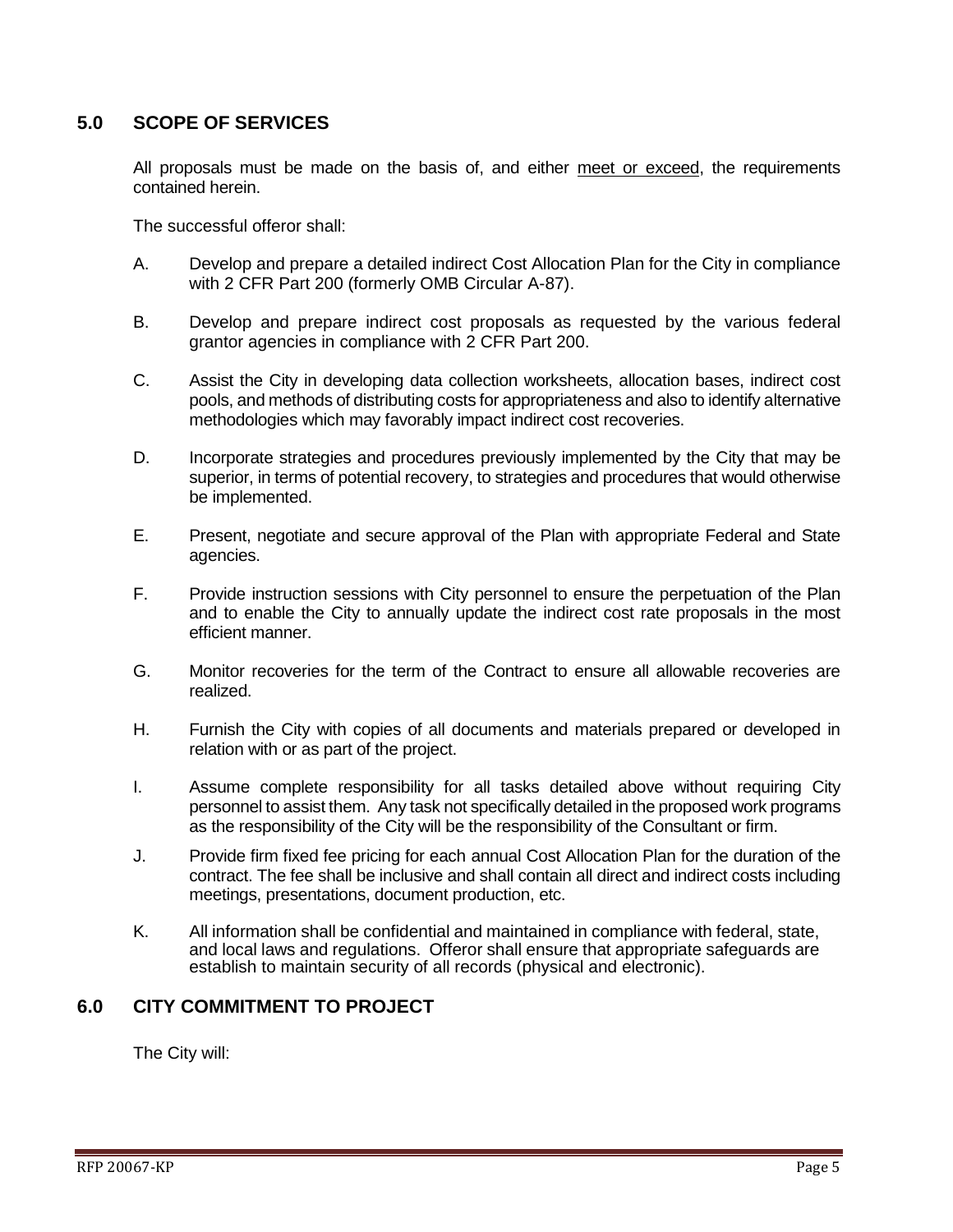## 5.0 SCOPE OF SERVICES

All proposals must be made on the basis of, and either <u>meet or exceed</u>, the requirements contained herein.

The successful offeror shall:

A. Develop and prepare a detailed indirect Cost Allocation Plan for the City in compliance with 2 CFR Part 200 (formerly OMB Circular A-87).

B. Develop and prepare indirect cost proposals as requested by the various federal grantor agencies in compliance with 2 CFR Part 200.

C. Assist the City in developing data collection worksheets, allocation bases, indirect cost pools, and methods of distributing costs for appropriateness and also to identify alternative methodologies which may favorably impact indirect cost recoveries.

D. Incorporate strategies and procedures previously implemented by the City that may be superior, in terms of potential recovery, to strategies and procedures that would otherwise be implemented.

E. Present, negotiate and secure approval of the Plan with appropriate Federal and State agencies.

F. Provide instruction sessions with City personnel to ensure the perpetuation of the Plan and to enable the City to annually update the indirect cost rate proposals in the most efficient manner.

G. Monitor recoveries for the term of the Contract to ensure all allowable recoveries are realized.

H. Furnish the City with copies of all documents and materials prepared or developed in relation with or as part of the project.

I. Assume complete responsibility for all tasks detailed above without requiring City personnel to assist them. Any task not specifically detailed in the proposed work programs as the responsibility of the City will be the responsibility of the Consultant or firm.

J. Provide firm fixed fee pricing for each annual Cost Allocation Plan for the duration of the contract. The fee shall be inclusive and shall contain all direct and indirect costs including meetings, presentations, document production, etc.

K. All information shall be confidential and maintained in compliance with federal, state, and local laws and regulations. Offeror shall ensure that appropriate safeguards are establish to maintain security of all records (physical and electronic).

## 6.0 CITY COMMITMENT TO PROJECT

The City will: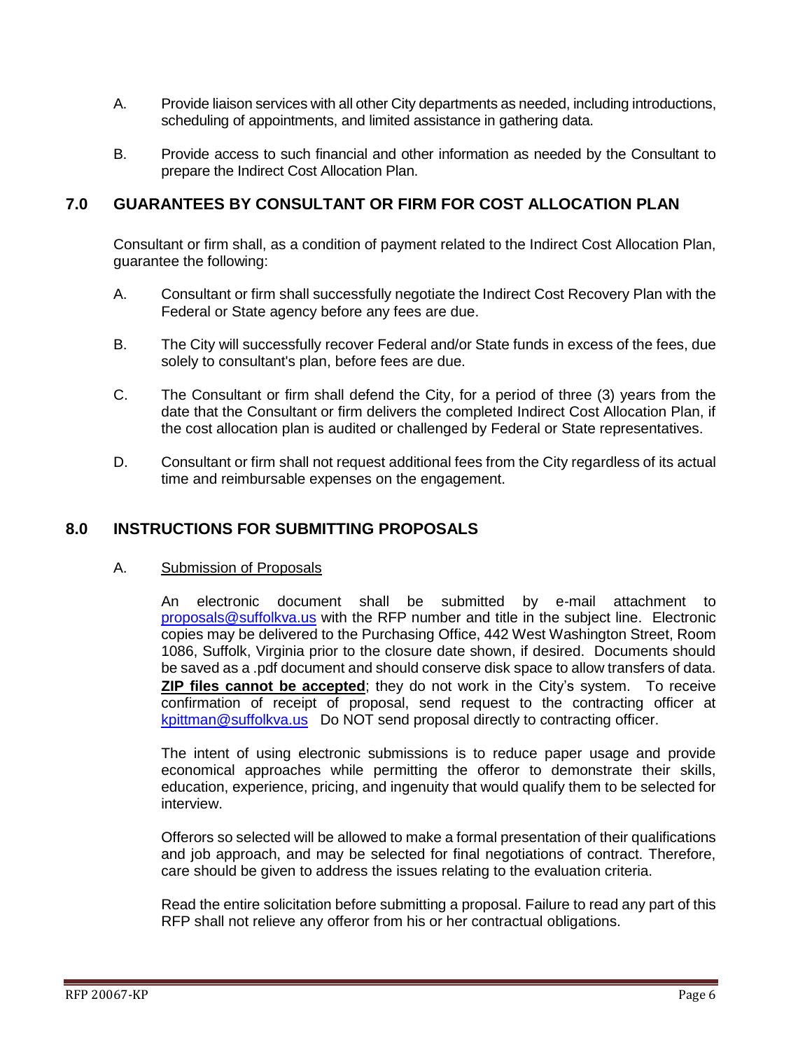A. Provide liaison services with all other City departments as needed, including introductions, scheduling of appointments, and limited assistance in gathering data.

B. Provide access to such financial and other information as needed by the Consultant to prepare the Indirect Cost Allocation Plan.

## 7.0 GUARANTEES BY CONSULTANT OR FIRM FOR COST ALLOCATION PLAN

Consultant or firm shall, as a condition of payment related to the Indirect Cost Allocation Plan, guarantee the following:

A. Consultant or firm shall successfully negotiate the Indirect Cost Recovery Plan with the Federal or State agency before any fees are due.

B. The City will successfully recover Federal and/or State funds in excess of the fees, due solely to consultant's plan, before fees are due.

C. The Consultant or firm shall defend the City, for a period of three (3) years from the date that the Consultant or firm delivers the completed Indirect Cost Allocation Plan, if the cost allocation plan is audited or challenged by Federal or State representatives.

D. Consultant or firm shall not request additional fees from the City regardless of its actual time and reimbursable expenses on the engagement.

## 8.0 INSTRUCTIONS FOR SUBMITTING PROPOSALS

A. Submission of Proposals

An electronic document shall be submitted by e-mail attachment to proposals@suffolkva.us with the RFP number and title in the subject line. Electronic copies may be delivered to the Purchasing Office, 442 West Washington Street, Room 1086, Suffolk, Virginia prior to the closure date shown, if desired. Documents should be saved as a .pdf document and should conserve disk space to allow transfers of data. **ZIP files cannot be accepted**; they do not work in the City's system. To receive confirmation of receipt of proposal, send request to the contracting officer at kpittman@suffolkva.us Do NOT send proposal directly to contracting officer.

The intent of using electronic submissions is to reduce paper usage and provide economical approaches while permitting the offeror to demonstrate their skills, education, experience, pricing, and ingenuity that would qualify them to be selected for interview.

Offerors so selected will be allowed to make a formal presentation of their qualifications and job approach, and may be selected for final negotiations of contract. Therefore, care should be given to address the issues relating to the evaluation criteria.

Read the entire solicitation before submitting a proposal. Failure to read any part of this RFP shall not relieve any offeror from his or her contractual obligations.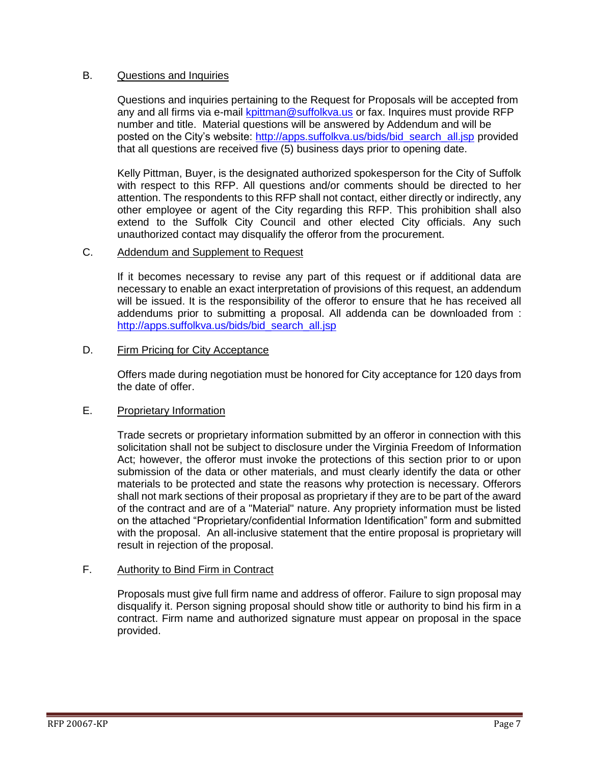B. Questions and Inquiries

Questions and inquiries pertaining to the Request for Proposals will be accepted from any and all firms via e-mail kpittman@suffolkva.us or fax. Inquires must provide RFP number and title. Material questions will be answered by Addendum and will be posted on the City's website: http://apps.suffolkva.us/bids/bid_search_all.jsp provided that all questions are received five (5) business days prior to opening date.

Kelly Pittman, Buyer, is the designated authorized spokesperson for the City of Suffolk with respect to this RFP. All questions and/or comments should be directed to her attention. The respondents to this RFP shall not contact, either directly or indirectly, any other employee or agent of the City regarding this RFP. This prohibition shall also extend to the Suffolk City Council and other elected City officials. Any such unauthorized contact may disqualify the offeror from the procurement.

C. Addendum and Supplement to Request

If it becomes necessary to revise any part of this request or if additional data are necessary to enable an exact interpretation of provisions of this request, an addendum will be issued. It is the responsibility of the offeror to ensure that he has received all addendums prior to submitting a proposal. All addenda can be downloaded from : http://apps.suffolkva.us/bids/bid_search_all.jsp

D. Firm Pricing for City Acceptance

Offers made during negotiation must be honored for City acceptance for 120 days from the date of offer.

E. Proprietary Information

Trade secrets or proprietary information submitted by an offeror in connection with this solicitation shall not be subject to disclosure under the Virginia Freedom of Information Act; however, the offeror must invoke the protections of this section prior to or upon submission of the data or other materials, and must clearly identify the data or other materials to be protected and state the reasons why protection is necessary. Offerors shall not mark sections of their proposal as proprietary if they are to be part of the award of the contract and are of a "Material" nature. Any propriety information must be listed on the attached "Proprietary/confidential Information Identification" form and submitted with the proposal. An all-inclusive statement that the entire proposal is proprietary will result in rejection of the proposal.

F. Authority to Bind Firm in Contract

Proposals must give full firm name and address of offeror. Failure to sign proposal may disqualify it. Person signing proposal should show title or authority to bind his firm in a contract. Firm name and authorized signature must appear on proposal in the space provided.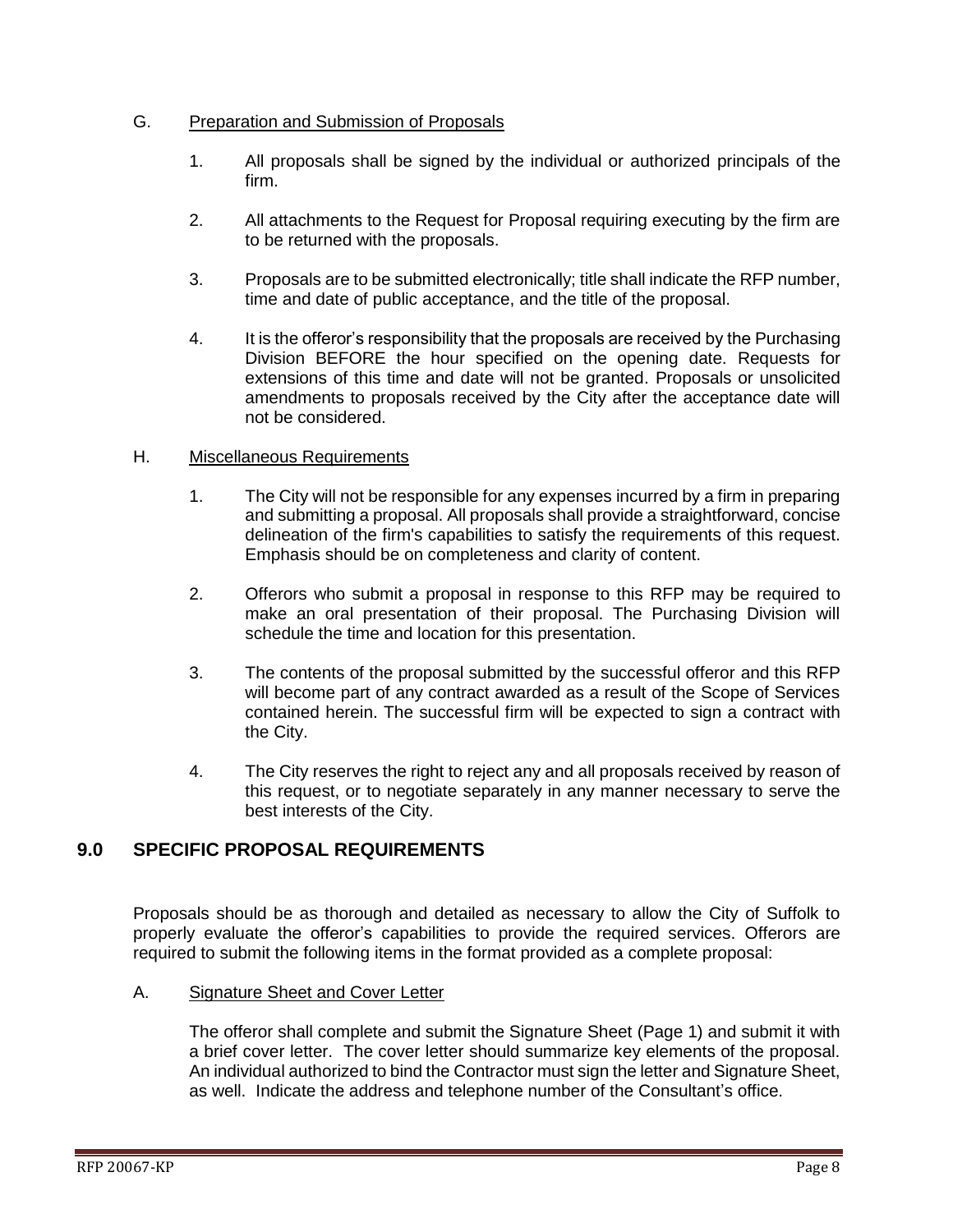G. Preparation and Submission of Proposals

1. All proposals shall be signed by the individual or authorized principals of the firm.

2. All attachments to the Request for Proposal requiring executing by the firm are to be returned with the proposals.

3. Proposals are to be submitted electronically; title shall indicate the RFP number, time and date of public acceptance, and the title of the proposal.

4. It is the offeror's responsibility that the proposals are received by the Purchasing Division BEFORE the hour specified on the opening date. Requests for extensions of this time and date will not be granted. Proposals or unsolicited amendments to proposals received by the City after the acceptance date will not be considered.

H. Miscellaneous Requirements

1. The City will not be responsible for any expenses incurred by a firm in preparing and submitting a proposal. All proposals shall provide a straightforward, concise delineation of the firm's capabilities to satisfy the requirements of this request. Emphasis should be on completeness and clarity of content.

2. Offerors who submit a proposal in response to this RFP may be required to make an oral presentation of their proposal. The Purchasing Division will schedule the time and location for this presentation.

3. The contents of the proposal submitted by the successful offeror and this RFP will become part of any contract awarded as a result of the Scope of Services contained herein. The successful firm will be expected to sign a contract with the City.

4. The City reserves the right to reject any and all proposals received by reason of this request, or to negotiate separately in any manner necessary to serve the best interests of the City.

## 9.0 SPECIFIC PROPOSAL REQUIREMENTS

Proposals should be as thorough and detailed as necessary to allow the City of Suffolk to properly evaluate the offeror's capabilities to provide the required services. Offerors are required to submit the following items in the format provided as a complete proposal:

A. Signature Sheet and Cover Letter

The offeror shall complete and submit the Signature Sheet (Page 1) and submit it with a brief cover letter. The cover letter should summarize key elements of the proposal. An individual authorized to bind the Contractor must sign the letter and Signature Sheet, as well. Indicate the address and telephone number of the Consultant's office.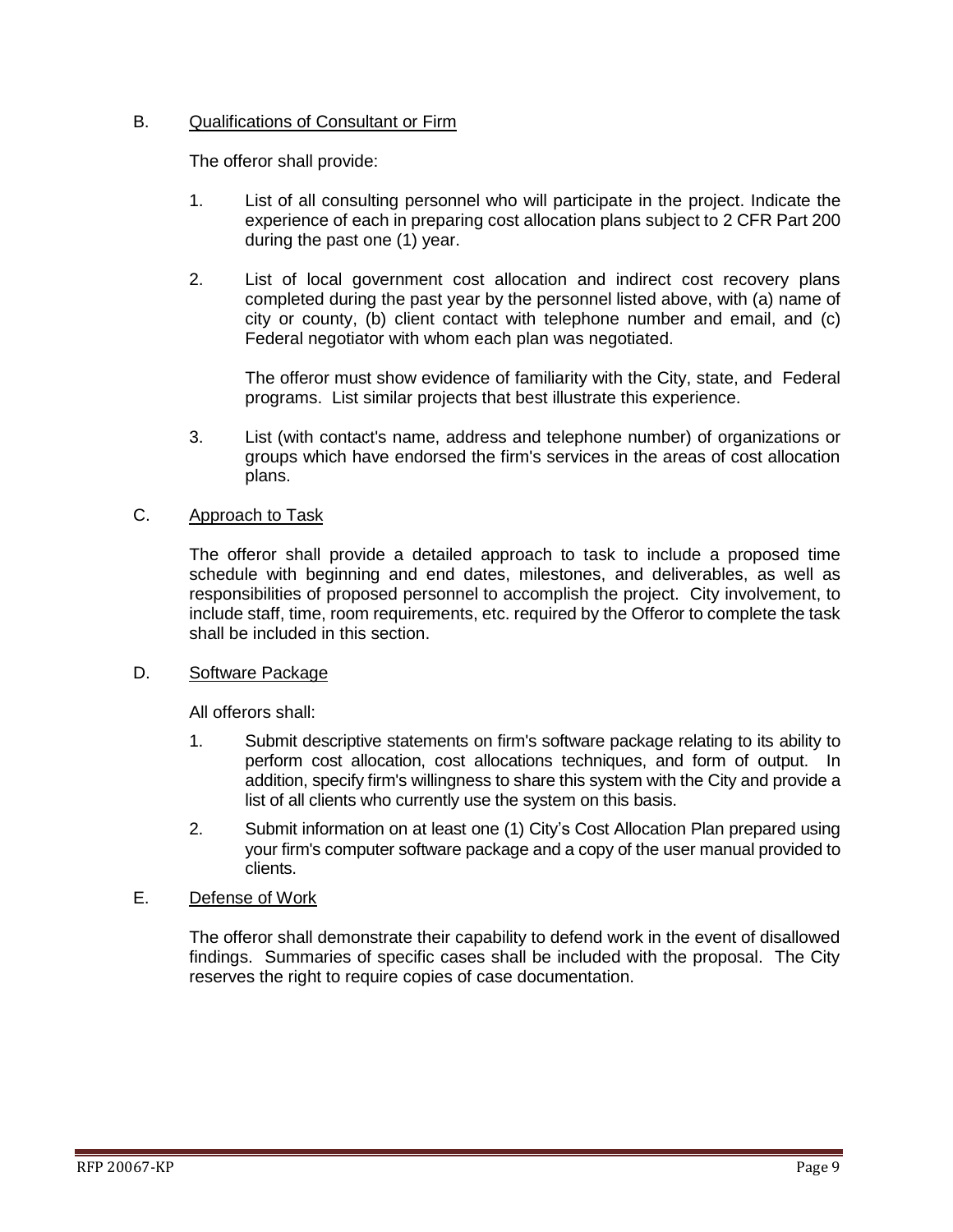B. <u>Qualifications of Consultant or Firm</u>

The offeror shall provide:

1. List of all consulting personnel who will participate in the project. Indicate the experience of each in preparing cost allocation plans subject to 2 CFR Part 200 during the past one (1) year.

2. List of local government cost allocation and indirect cost recovery plans completed during the past year by the personnel listed above, with (a) name of city or county, (b) client contact with telephone number and email, and (c) Federal negotiator with whom each plan was negotiated.

   The offeror must show evidence of familiarity with the City, state, and Federal programs. List similar projects that best illustrate this experience.

3. List (with contact's name, address and telephone number) of organizations or groups which have endorsed the firm's services in the areas of cost allocation plans.

C. <u>Approach to Task</u>

The offeror shall provide a detailed approach to task to include a proposed time schedule with beginning and end dates, milestones, and deliverables, as well as responsibilities of proposed personnel to accomplish the project. City involvement, to include staff, time, room requirements, etc. required by the Offeror to complete the task shall be included in this section.

D. <u>Software Package</u>

All offerors shall:

1. Submit descriptive statements on firm's software package relating to its ability to perform cost allocation, cost allocations techniques, and form of output. In addition, specify firm's willingness to share this system with the City and provide a list of all clients who currently use the system on this basis.

2. Submit information on at least one (1) City's Cost Allocation Plan prepared using your firm's computer software package and a copy of the user manual provided to clients.

E. <u>Defense of Work</u>

The offeror shall demonstrate their capability to defend work in the event of disallowed findings. Summaries of specific cases shall be included with the proposal. The City reserves the right to require copies of case documentation.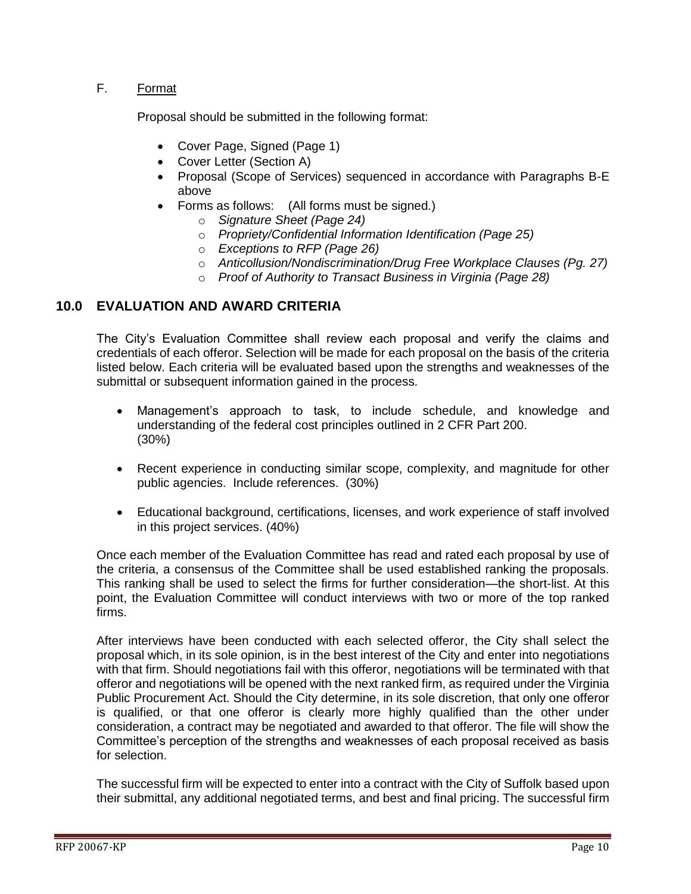F. Format

Proposal should be submitted in the following format:

- Cover Page, Signed (Page 1)
- Cover Letter (Section A)
- Proposal (Scope of Services) sequenced in accordance with Paragraphs B-E above
- Forms as follows: (All forms must be signed.)
  - *Signature Sheet (Page 24)*
  - *Propriety/Confidential Information Identification (Page 25)*
  - *Exceptions to RFP (Page 26)*
  - *Anticollusion/Nondiscrimination/Drug Free Workplace Clauses (Pg. 27)*
  - *Proof of Authority to Transact Business in Virginia (Page 28)*

## 10.0 EVALUATION AND AWARD CRITERIA

The City's Evaluation Committee shall review each proposal and verify the claims and credentials of each offeror. Selection will be made for each proposal on the basis of the criteria listed below. Each criteria will be evaluated based upon the strengths and weaknesses of the submittal or subsequent information gained in the process.

- Management's approach to task, to include schedule, and knowledge and understanding of the federal cost principles outlined in 2 CFR Part 200. (30%)
- Recent experience in conducting similar scope, complexity, and magnitude for other public agencies. Include references. (30%)
- Educational background, certifications, licenses, and work experience of staff involved in this project services. (40%)

Once each member of the Evaluation Committee has read and rated each proposal by use of the criteria, a consensus of the Committee shall be used established ranking the proposals. This ranking shall be used to select the firms for further consideration—the short-list. At this point, the Evaluation Committee will conduct interviews with two or more of the top ranked firms.

After interviews have been conducted with each selected offeror, the City shall select the proposal which, in its sole opinion, is in the best interest of the City and enter into negotiations with that firm. Should negotiations fail with this offeror, negotiations will be terminated with that offeror and negotiations will be opened with the next ranked firm, as required under the Virginia Public Procurement Act. Should the City determine, in its sole discretion, that only one offeror is qualified, or that one offeror is clearly more highly qualified than the other under consideration, a contract may be negotiated and awarded to that offeror. The file will show the Committee's perception of the strengths and weaknesses of each proposal received as basis for selection.

The successful firm will be expected to enter into a contract with the City of Suffolk based upon their submittal, any additional negotiated terms, and best and final pricing. The successful firm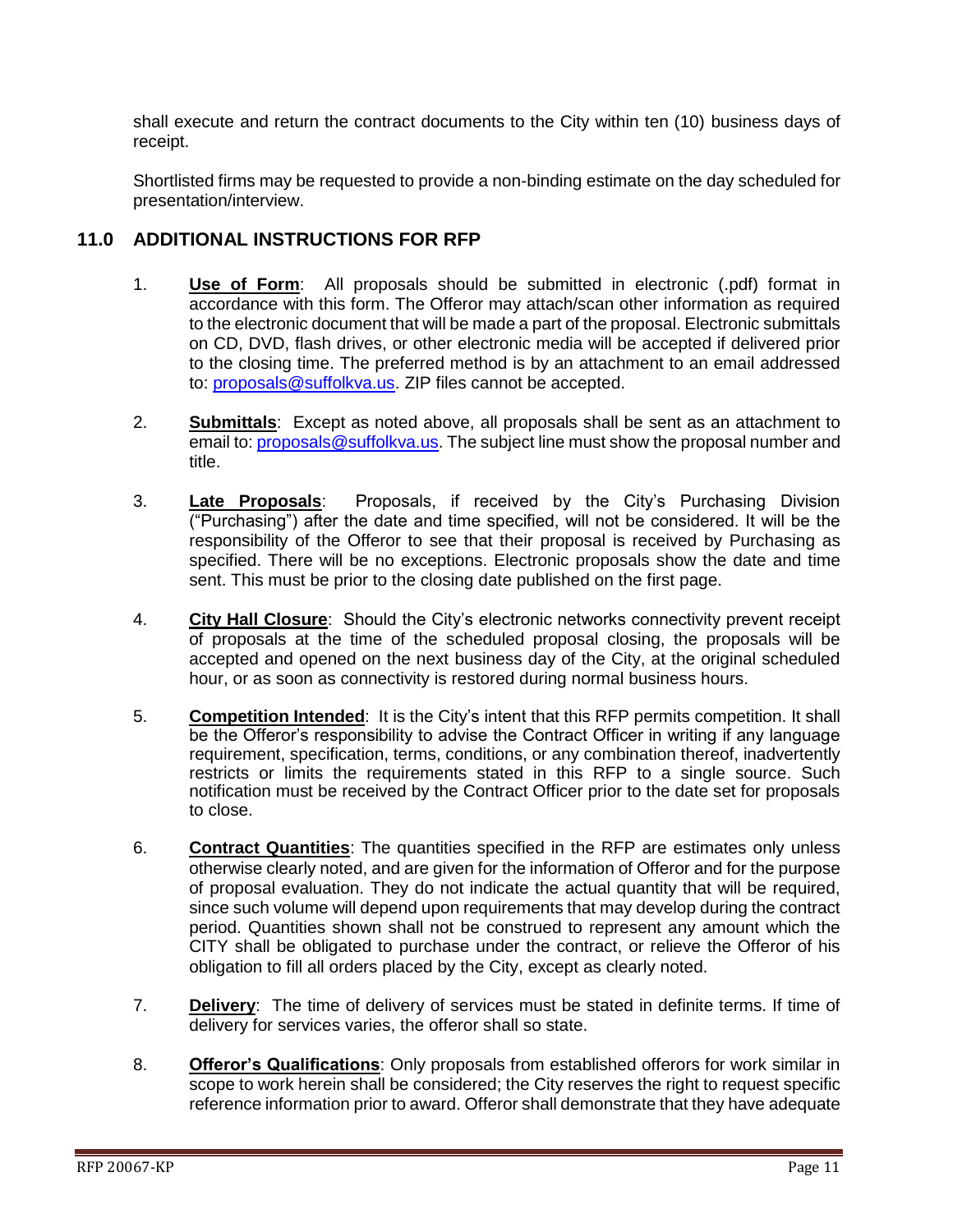shall execute and return the contract documents to the City within ten (10) business days of receipt.

Shortlisted firms may be requested to provide a non-binding estimate on the day scheduled for presentation/interview.

## 11.0 ADDITIONAL INSTRUCTIONS FOR RFP

1. **Use of Form**: All proposals should be submitted in electronic (.pdf) format in accordance with this form. The Offeror may attach/scan other information as required to the electronic document that will be made a part of the proposal. Electronic submittals on CD, DVD, flash drives, or other electronic media will be accepted if delivered prior to the closing time. The preferred method is by an attachment to an email addressed to: proposals@suffolkva.us. ZIP files cannot be accepted.

2. **Submittals**: Except as noted above, all proposals shall be sent as an attachment to email to: proposals@suffolkva.us. The subject line must show the proposal number and title.

3. **Late Proposals**: Proposals, if received by the City's Purchasing Division ("Purchasing") after the date and time specified, will not be considered. It will be the responsibility of the Offeror to see that their proposal is received by Purchasing as specified. There will be no exceptions. Electronic proposals show the date and time sent. This must be prior to the closing date published on the first page.

4. **City Hall Closure**: Should the City's electronic networks connectivity prevent receipt of proposals at the time of the scheduled proposal closing, the proposals will be accepted and opened on the next business day of the City, at the original scheduled hour, or as soon as connectivity is restored during normal business hours.

5. **Competition Intended**: It is the City's intent that this RFP permits competition. It shall be the Offeror's responsibility to advise the Contract Officer in writing if any language requirement, specification, terms, conditions, or any combination thereof, inadvertently restricts or limits the requirements stated in this RFP to a single source. Such notification must be received by the Contract Officer prior to the date set for proposals to close.

6. **Contract Quantities**: The quantities specified in the RFP are estimates only unless otherwise clearly noted, and are given for the information of Offeror and for the purpose of proposal evaluation. They do not indicate the actual quantity that will be required, since such volume will depend upon requirements that may develop during the contract period. Quantities shown shall not be construed to represent any amount which the CITY shall be obligated to purchase under the contract, or relieve the Offeror of his obligation to fill all orders placed by the City, except as clearly noted.

7. **Delivery**: The time of delivery of services must be stated in definite terms. If time of delivery for services varies, the offeror shall so state.

8. **Offeror's Qualifications**: Only proposals from established offerors for work similar in scope to work herein shall be considered; the City reserves the right to request specific reference information prior to award. Offeror shall demonstrate that they have adequate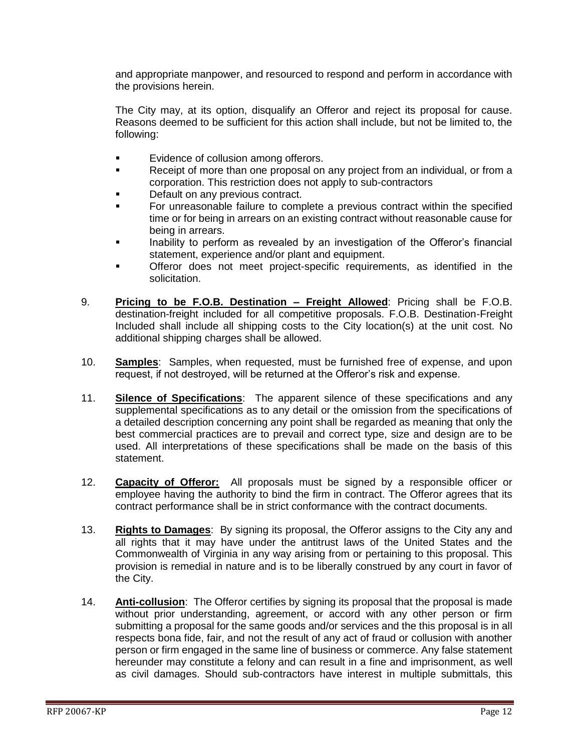and appropriate manpower, and resourced to respond and perform in accordance with the provisions herein.

The City may, at its option, disqualify an Offeror and reject its proposal for cause. Reasons deemed to be sufficient for this action shall include, but not be limited to, the following:

- Evidence of collusion among offerors.
- Receipt of more than one proposal on any project from an individual, or from a corporation. This restriction does not apply to sub-contractors
- Default on any previous contract.
- For unreasonable failure to complete a previous contract within the specified time or for being in arrears on an existing contract without reasonable cause for being in arrears.
- Inability to perform as revealed by an investigation of the Offeror's financial statement, experience and/or plant and equipment.
- Offeror does not meet project-specific requirements, as identified in the solicitation.

9. **Pricing to be F.O.B. Destination – Freight Allowed**: Pricing shall be F.O.B. destination-freight included for all competitive proposals. F.O.B. Destination-Freight Included shall include all shipping costs to the City location(s) at the unit cost. No additional shipping charges shall be allowed.

10. **Samples**: Samples, when requested, must be furnished free of expense, and upon request, if not destroyed, will be returned at the Offeror's risk and expense.

11. **Silence of Specifications**: The apparent silence of these specifications and any supplemental specifications as to any detail or the omission from the specifications of a detailed description concerning any point shall be regarded as meaning that only the best commercial practices are to prevail and correct type, size and design are to be used. All interpretations of these specifications shall be made on the basis of this statement.

12. **Capacity of Offeror:** All proposals must be signed by a responsible officer or employee having the authority to bind the firm in contract. The Offeror agrees that its contract performance shall be in strict conformance with the contract documents.

13. **Rights to Damages**: By signing its proposal, the Offeror assigns to the City any and all rights that it may have under the antitrust laws of the United States and the Commonwealth of Virginia in any way arising from or pertaining to this proposal. This provision is remedial in nature and is to be liberally construed by any court in favor of the City.

14. **Anti-collusion**: The Offeror certifies by signing its proposal that the proposal is made without prior understanding, agreement, or accord with any other person or firm submitting a proposal for the same goods and/or services and the this proposal is in all respects bona fide, fair, and not the result of any act of fraud or collusion with another person or firm engaged in the same line of business or commerce. Any false statement hereunder may constitute a felony and can result in a fine and imprisonment, as well as civil damages. Should sub-contractors have interest in multiple submittals, this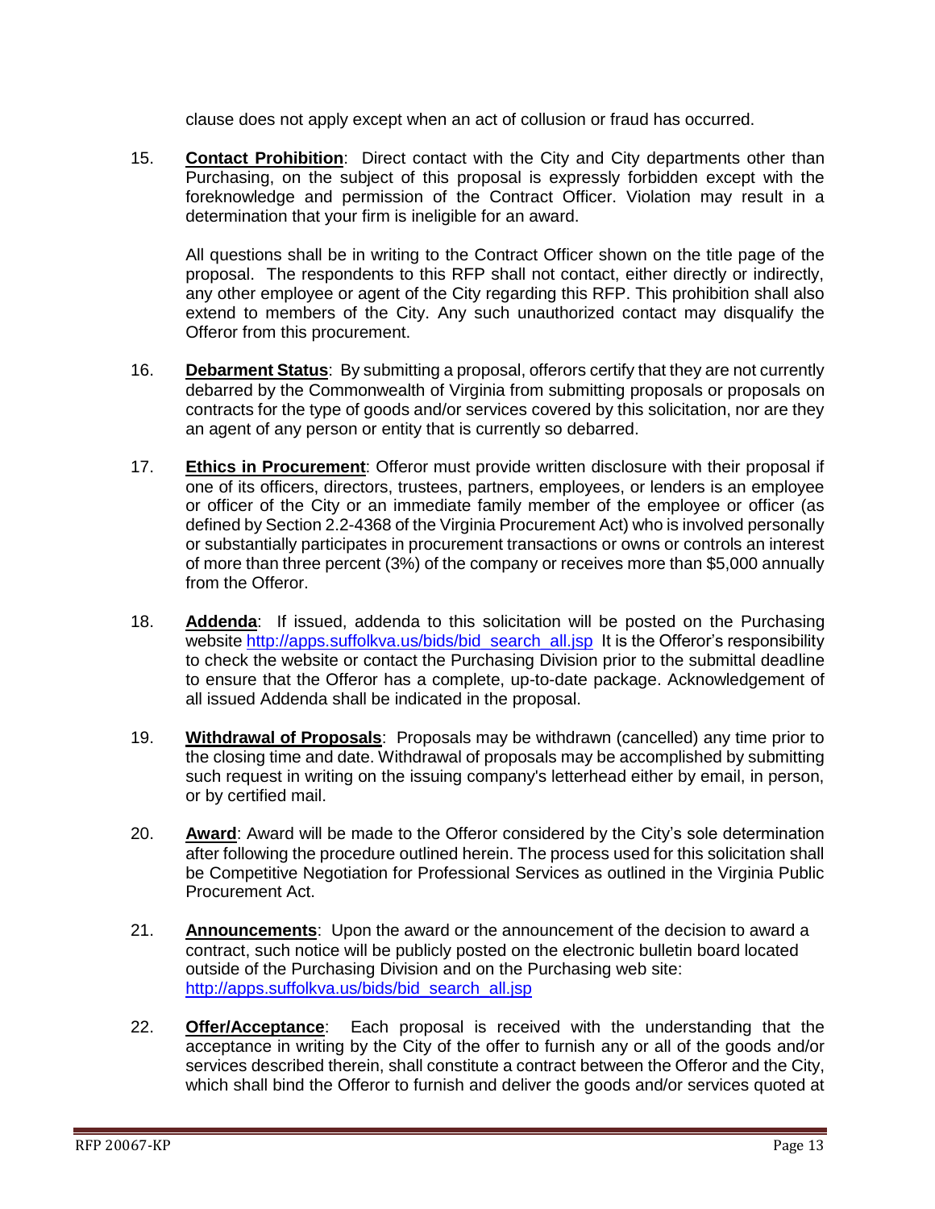clause does not apply except when an act of collusion or fraud has occurred.

15. **Contact Prohibition**: Direct contact with the City and City departments other than Purchasing, on the subject of this proposal is expressly forbidden except with the foreknowledge and permission of the Contract Officer. Violation may result in a determination that your firm is ineligible for an award.

    All questions shall be in writing to the Contract Officer shown on the title page of the proposal. The respondents to this RFP shall not contact, either directly or indirectly, any other employee or agent of the City regarding this RFP. This prohibition shall also extend to members of the City. Any such unauthorized contact may disqualify the Offeror from this procurement.

16. **Debarment Status**: By submitting a proposal, offerors certify that they are not currently debarred by the Commonwealth of Virginia from submitting proposals or proposals on contracts for the type of goods and/or services covered by this solicitation, nor are they an agent of any person or entity that is currently so debarred.

17. **Ethics in Procurement**: Offeror must provide written disclosure with their proposal if one of its officers, directors, trustees, partners, employees, or lenders is an employee or officer of the City or an immediate family member of the employee or officer (as defined by Section 2.2-4368 of the Virginia Procurement Act) who is involved personally or substantially participates in procurement transactions or owns or controls an interest of more than three percent (3%) of the company or receives more than $5,000 annually from the Offeror.

18. **Addenda**: If issued, addenda to this solicitation will be posted on the Purchasing website [http://apps.suffolkva.us/bids/bid_search_all.jsp](http://apps.suffolkva.us/bids/bid_search_all.jsp) It is the Offeror's responsibility to check the website or contact the Purchasing Division prior to the submittal deadline to ensure that the Offeror has a complete, up-to-date package. Acknowledgement of all issued Addenda shall be indicated in the proposal.

19. **Withdrawal of Proposals**: Proposals may be withdrawn (cancelled) any time prior to the closing time and date. Withdrawal of proposals may be accomplished by submitting such request in writing on the issuing company's letterhead either by email, in person, or by certified mail.

20. **Award**: Award will be made to the Offeror considered by the City's sole determination after following the procedure outlined herein. The process used for this solicitation shall be Competitive Negotiation for Professional Services as outlined in the Virginia Public Procurement Act.

21. **Announcements**: Upon the award or the announcement of the decision to award a contract, such notice will be publicly posted on the electronic bulletin board located outside of the Purchasing Division and on the Purchasing web site: [http://apps.suffolkva.us/bids/bid_search_all.jsp](http://apps.suffolkva.us/bids/bid_search_all.jsp)

22. **Offer/Acceptance**: Each proposal is received with the understanding that the acceptance in writing by the City of the offer to furnish any or all of the goods and/or services described therein, shall constitute a contract between the Offeror and the City, which shall bind the Offeror to furnish and deliver the goods and/or services quoted at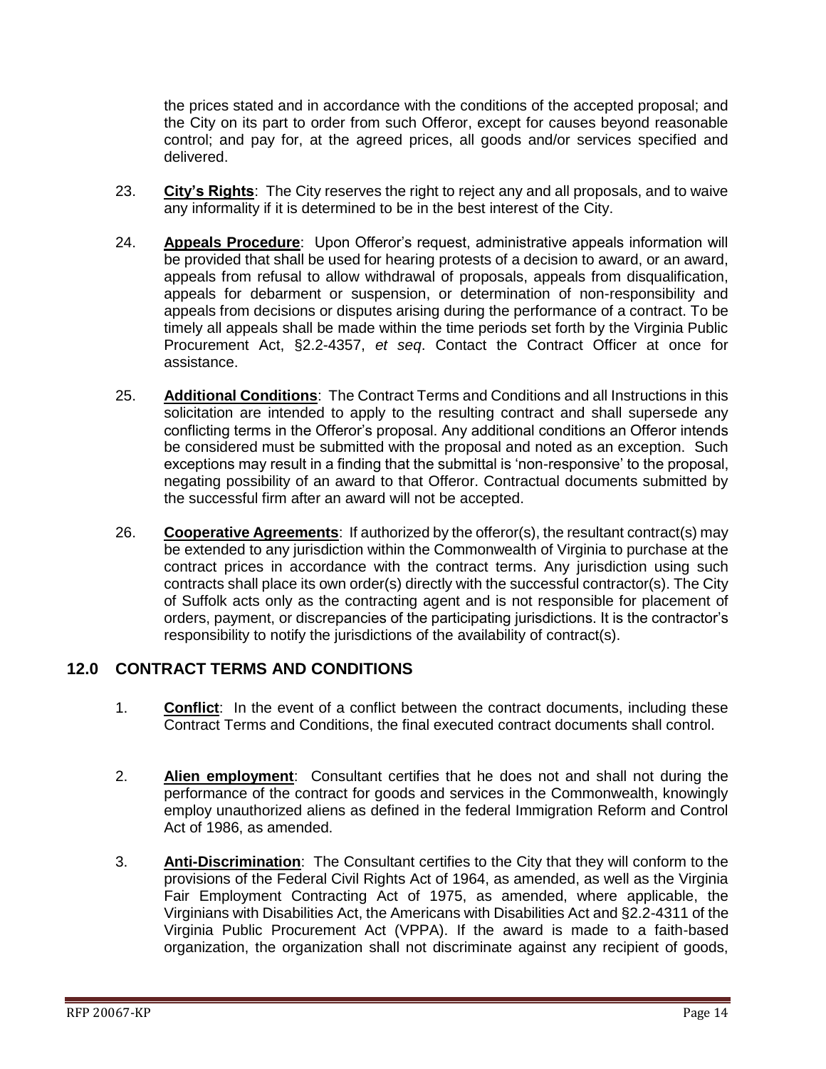the prices stated and in accordance with the conditions of the accepted proposal; and the City on its part to order from such Offeror, except for causes beyond reasonable control; and pay for, at the agreed prices, all goods and/or services specified and delivered.

23. **City's Rights**: The City reserves the right to reject any and all proposals, and to waive any informality if it is determined to be in the best interest of the City.

24. **Appeals Procedure**: Upon Offeror's request, administrative appeals information will be provided that shall be used for hearing protests of a decision to award, or an award, appeals from refusal to allow withdrawal of proposals, appeals from disqualification, appeals for debarment or suspension, or determination of non-responsibility and appeals from decisions or disputes arising during the performance of a contract. To be timely all appeals shall be made within the time periods set forth by the Virginia Public Procurement Act, §2.2-4357, *et seq*. Contact the Contract Officer at once for assistance.

25. **Additional Conditions**: The Contract Terms and Conditions and all Instructions in this solicitation are intended to apply to the resulting contract and shall supersede any conflicting terms in the Offeror's proposal. Any additional conditions an Offeror intends be considered must be submitted with the proposal and noted as an exception. Such exceptions may result in a finding that the submittal is 'non-responsive' to the proposal, negating possibility of an award to that Offeror. Contractual documents submitted by the successful firm after an award will not be accepted.

26. **Cooperative Agreements**: If authorized by the offeror(s), the resultant contract(s) may be extended to any jurisdiction within the Commonwealth of Virginia to purchase at the contract prices in accordance with the contract terms. Any jurisdiction using such contracts shall place its own order(s) directly with the successful contractor(s). The City of Suffolk acts only as the contracting agent and is not responsible for placement of orders, payment, or discrepancies of the participating jurisdictions. It is the contractor's responsibility to notify the jurisdictions of the availability of contract(s).

## 12.0 CONTRACT TERMS AND CONDITIONS

1. **Conflict**: In the event of a conflict between the contract documents, including these Contract Terms and Conditions, the final executed contract documents shall control.

2. **Alien employment**: Consultant certifies that he does not and shall not during the performance of the contract for goods and services in the Commonwealth, knowingly employ unauthorized aliens as defined in the federal Immigration Reform and Control Act of 1986, as amended.

3. **Anti-Discrimination**: The Consultant certifies to the City that they will conform to the provisions of the Federal Civil Rights Act of 1964, as amended, as well as the Virginia Fair Employment Contracting Act of 1975, as amended, where applicable, the Virginians with Disabilities Act, the Americans with Disabilities Act and §2.2-4311 of the Virginia Public Procurement Act (VPPA). If the award is made to a faith-based organization, the organization shall not discriminate against any recipient of goods,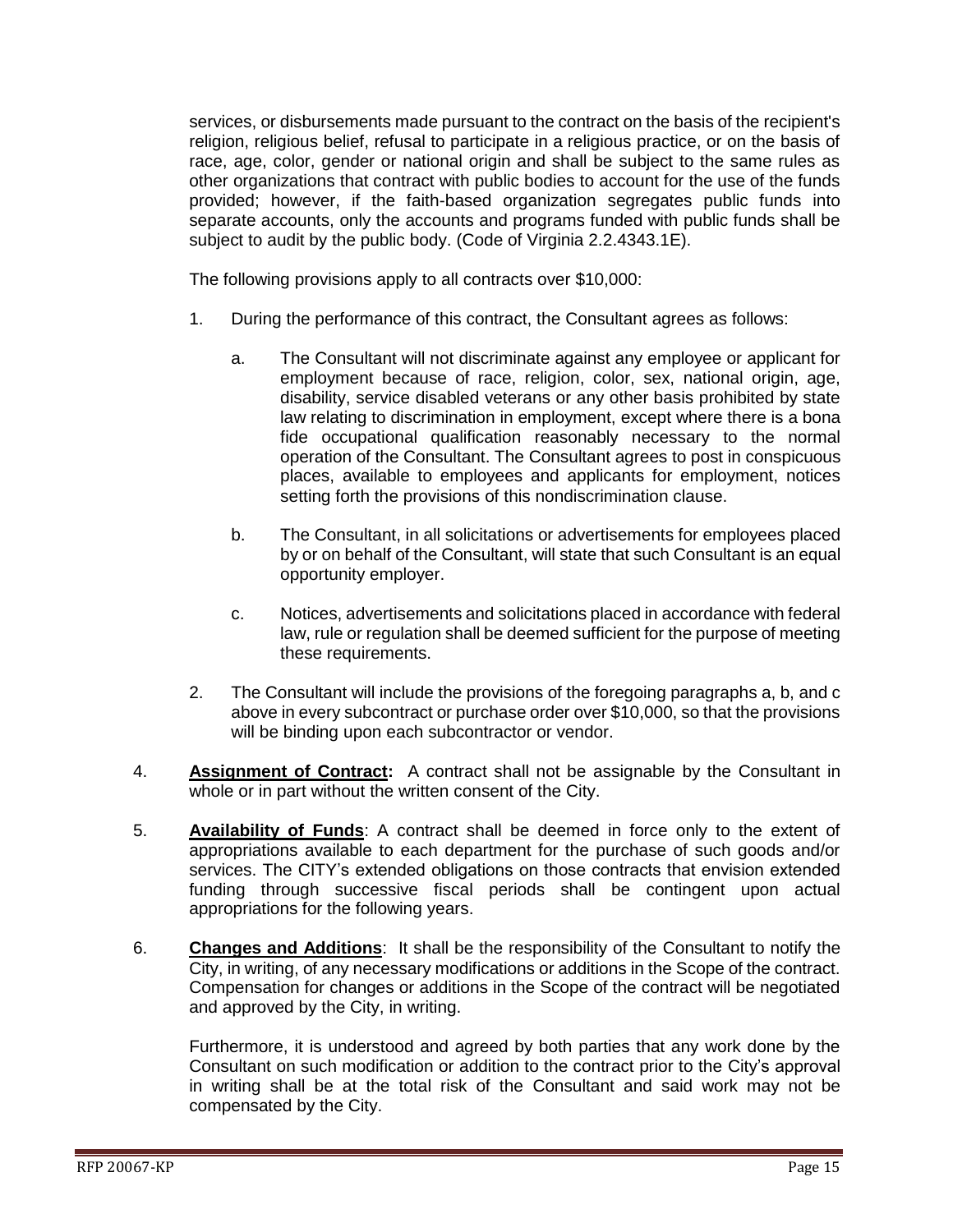services, or disbursements made pursuant to the contract on the basis of the recipient's religion, religious belief, refusal to participate in a religious practice, or on the basis of race, age, color, gender or national origin and shall be subject to the same rules as other organizations that contract with public bodies to account for the use of the funds provided; however, if the faith-based organization segregates public funds into separate accounts, only the accounts and programs funded with public funds shall be subject to audit by the public body. (Code of Virginia 2.2.4343.1E).

The following provisions apply to all contracts over $10,000:

1. During the performance of this contract, the Consultant agrees as follows:

   a. The Consultant will not discriminate against any employee or applicant for employment because of race, religion, color, sex, national origin, age, disability, service disabled veterans or any other basis prohibited by state law relating to discrimination in employment, except where there is a bona fide occupational qualification reasonably necessary to the normal operation of the Consultant. The Consultant agrees to post in conspicuous places, available to employees and applicants for employment, notices setting forth the provisions of this nondiscrimination clause.

   b. The Consultant, in all solicitations or advertisements for employees placed by or on behalf of the Consultant, will state that such Consultant is an equal opportunity employer.

   c. Notices, advertisements and solicitations placed in accordance with federal law, rule or regulation shall be deemed sufficient for the purpose of meeting these requirements.

2. The Consultant will include the provisions of the foregoing paragraphs a, b, and c above in every subcontract or purchase order over $10,000, so that the provisions will be binding upon each subcontractor or vendor.

4. **Assignment of Contract:** A contract shall not be assignable by the Consultant in whole or in part without the written consent of the City.

5. **Availability of Funds**: A contract shall be deemed in force only to the extent of appropriations available to each department for the purchase of such goods and/or services. The CITY's extended obligations on those contracts that envision extended funding through successive fiscal periods shall be contingent upon actual appropriations for the following years.

6. **Changes and Additions**: It shall be the responsibility of the Consultant to notify the City, in writing, of any necessary modifications or additions in the Scope of the contract. Compensation for changes or additions in the Scope of the contract will be negotiated and approved by the City, in writing.

   Furthermore, it is understood and agreed by both parties that any work done by the Consultant on such modification or addition to the contract prior to the City's approval in writing shall be at the total risk of the Consultant and said work may not be compensated by the City.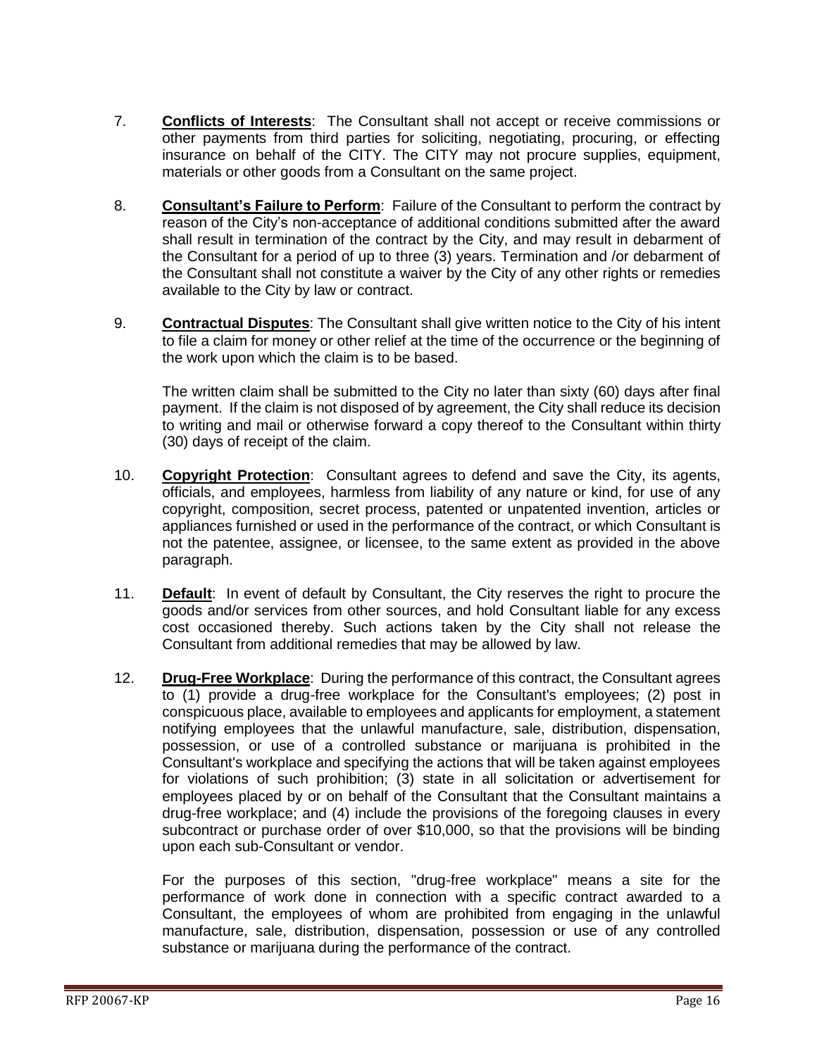7. **Conflicts of Interests**: The Consultant shall not accept or receive commissions or other payments from third parties for soliciting, negotiating, procuring, or effecting insurance on behalf of the CITY. The CITY may not procure supplies, equipment, materials or other goods from a Consultant on the same project.

8. **Consultant's Failure to Perform**: Failure of the Consultant to perform the contract by reason of the City's non-acceptance of additional conditions submitted after the award shall result in termination of the contract by the City, and may result in debarment of the Consultant for a period of up to three (3) years. Termination and /or debarment of the Consultant shall not constitute a waiver by the City of any other rights or remedies available to the City by law or contract.

9. **Contractual Disputes**: The Consultant shall give written notice to the City of his intent to file a claim for money or other relief at the time of the occurrence or the beginning of the work upon which the claim is to be based.

   The written claim shall be submitted to the City no later than sixty (60) days after final payment. If the claim is not disposed of by agreement, the City shall reduce its decision to writing and mail or otherwise forward a copy thereof to the Consultant within thirty (30) days of receipt of the claim.

10. **Copyright Protection**: Consultant agrees to defend and save the City, its agents, officials, and employees, harmless from liability of any nature or kind, for use of any copyright, composition, secret process, patented or unpatented invention, articles or appliances furnished or used in the performance of the contract, or which Consultant is not the patentee, assignee, or licensee, to the same extent as provided in the above paragraph.

11. **Default**: In event of default by Consultant, the City reserves the right to procure the goods and/or services from other sources, and hold Consultant liable for any excess cost occasioned thereby. Such actions taken by the City shall not release the Consultant from additional remedies that may be allowed by law.

12. **Drug-Free Workplace**: During the performance of this contract, the Consultant agrees to (1) provide a drug-free workplace for the Consultant's employees; (2) post in conspicuous place, available to employees and applicants for employment, a statement notifying employees that the unlawful manufacture, sale, distribution, dispensation, possession, or use of a controlled substance or marijuana is prohibited in the Consultant's workplace and specifying the actions that will be taken against employees for violations of such prohibition; (3) state in all solicitation or advertisement for employees placed by or on behalf of the Consultant that the Consultant maintains a drug-free workplace; and (4) include the provisions of the foregoing clauses in every subcontract or purchase order of over $10,000, so that the provisions will be binding upon each sub-Consultant or vendor.

    For the purposes of this section, "drug-free workplace" means a site for the performance of work done in connection with a specific contract awarded to a Consultant, the employees of whom are prohibited from engaging in the unlawful manufacture, sale, distribution, dispensation, possession or use of any controlled substance or marijuana during the performance of the contract.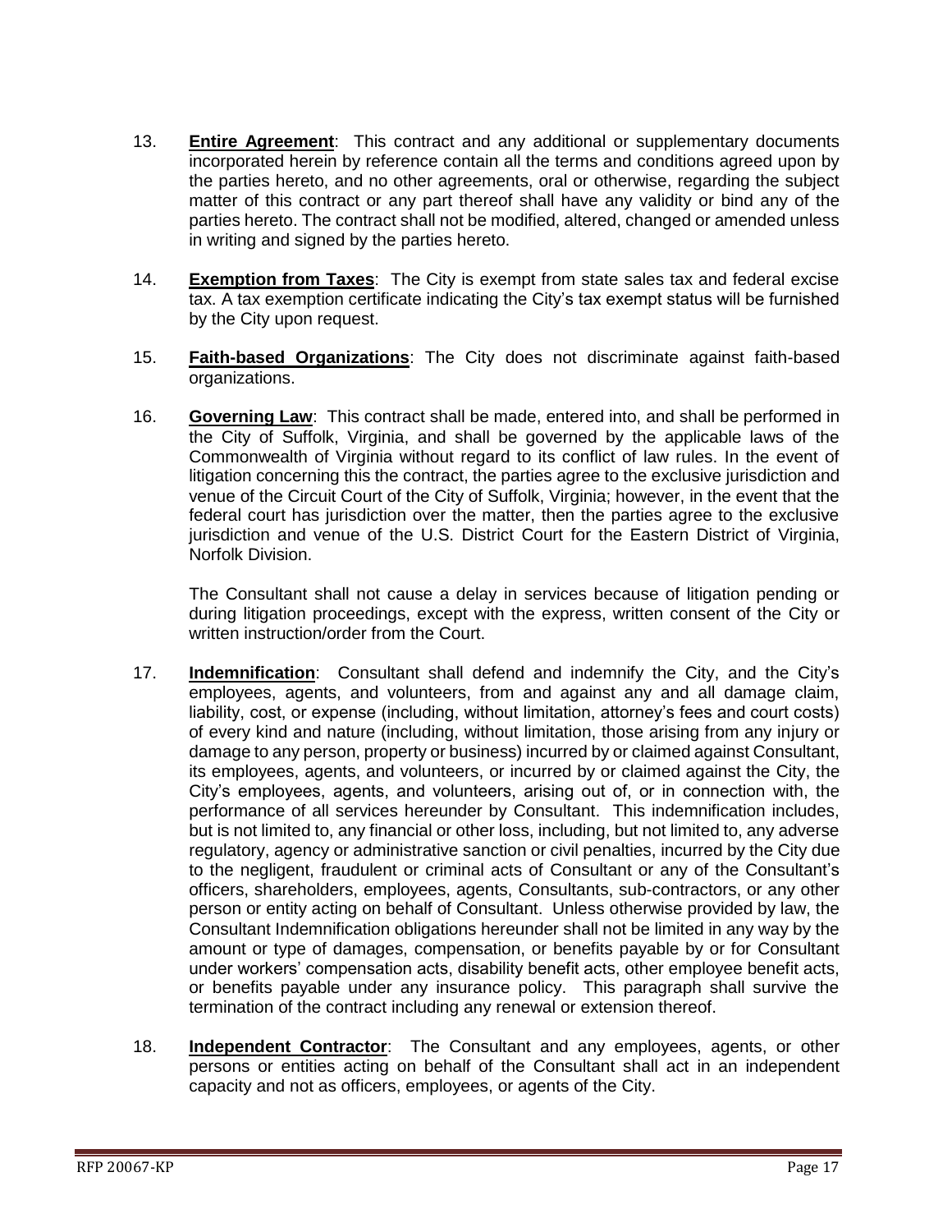13. **Entire Agreement**: This contract and any additional or supplementary documents incorporated herein by reference contain all the terms and conditions agreed upon by the parties hereto, and no other agreements, oral or otherwise, regarding the subject matter of this contract or any part thereof shall have any validity or bind any of the parties hereto. The contract shall not be modified, altered, changed or amended unless in writing and signed by the parties hereto.

14. **Exemption from Taxes**: The City is exempt from state sales tax and federal excise tax. A tax exemption certificate indicating the City's tax exempt status will be furnished by the City upon request.

15. **Faith-based Organizations**: The City does not discriminate against faith-based organizations.

16. **Governing Law**: This contract shall be made, entered into, and shall be performed in the City of Suffolk, Virginia, and shall be governed by the applicable laws of the Commonwealth of Virginia without regard to its conflict of law rules. In the event of litigation concerning this the contract, the parties agree to the exclusive jurisdiction and venue of the Circuit Court of the City of Suffolk, Virginia; however, in the event that the federal court has jurisdiction over the matter, then the parties agree to the exclusive jurisdiction and venue of the U.S. District Court for the Eastern District of Virginia, Norfolk Division.

    The Consultant shall not cause a delay in services because of litigation pending or during litigation proceedings, except with the express, written consent of the City or written instruction/order from the Court.

17. **Indemnification**: Consultant shall defend and indemnify the City, and the City's employees, agents, and volunteers, from and against any and all damage claim, liability, cost, or expense (including, without limitation, attorney's fees and court costs) of every kind and nature (including, without limitation, those arising from any injury or damage to any person, property or business) incurred by or claimed against Consultant, its employees, agents, and volunteers, or incurred by or claimed against the City, the City's employees, agents, and volunteers, arising out of, or in connection with, the performance of all services hereunder by Consultant. This indemnification includes, but is not limited to, any financial or other loss, including, but not limited to, any adverse regulatory, agency or administrative sanction or civil penalties, incurred by the City due to the negligent, fraudulent or criminal acts of Consultant or any of the Consultant's officers, shareholders, employees, agents, Consultants, sub-contractors, or any other person or entity acting on behalf of Consultant. Unless otherwise provided by law, the Consultant Indemnification obligations hereunder shall not be limited in any way by the amount or type of damages, compensation, or benefits payable by or for Consultant under workers' compensation acts, disability benefit acts, other employee benefit acts, or benefits payable under any insurance policy. This paragraph shall survive the termination of the contract including any renewal or extension thereof.

18. **Independent Contractor**: The Consultant and any employees, agents, or other persons or entities acting on behalf of the Consultant shall act in an independent capacity and not as officers, employees, or agents of the City.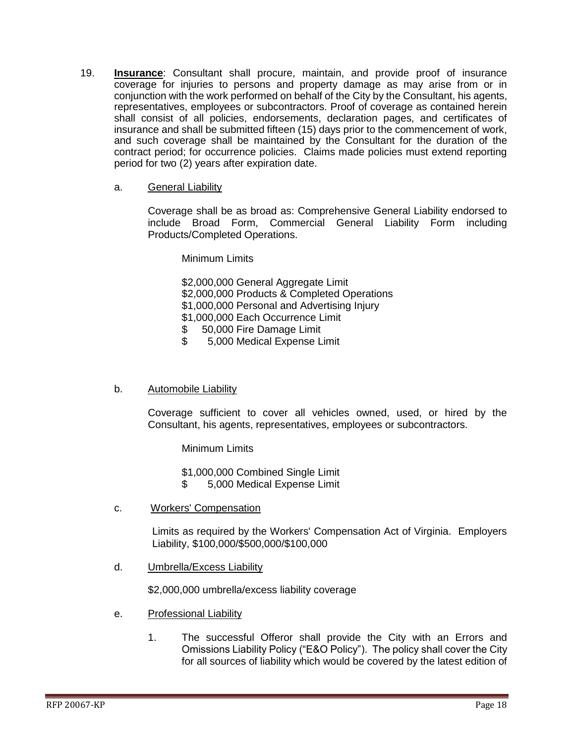19. **Insurance**: Consultant shall procure, maintain, and provide proof of insurance coverage for injuries to persons and property damage as may arise from or in conjunction with the work performed on behalf of the City by the Consultant, his agents, representatives, employees or subcontractors. Proof of coverage as contained herein shall consist of all policies, endorsements, declaration pages, and certificates of insurance and shall be submitted fifteen (15) days prior to the commencement of work, and such coverage shall be maintained by the Consultant for the duration of the contract period; for occurrence policies. Claims made policies must extend reporting period for two (2) years after expiration date.

   a. General Liability

      Coverage shall be as broad as: Comprehensive General Liability endorsed to include Broad Form, Commercial General Liability Form including Products/Completed Operations.

      Minimum Limits

      $2,000,000 General Aggregate Limit
      $2,000,000 Products & Completed Operations
      $1,000,000 Personal and Advertising Injury
      $1,000,000 Each Occurrence Limit
      $ 50,000 Fire Damage Limit
      $ 5,000 Medical Expense Limit

   b. Automobile Liability

      Coverage sufficient to cover all vehicles owned, used, or hired by the Consultant, his agents, representatives, employees or subcontractors.

      Minimum Limits

      $1,000,000 Combined Single Limit
      $ 5,000 Medical Expense Limit

   c. Workers' Compensation

      Limits as required by the Workers' Compensation Act of Virginia. Employers Liability, $100,000/$500,000/$100,000

   d. Umbrella/Excess Liability

      $2,000,000 umbrella/excess liability coverage

   e. Professional Liability

      1. The successful Offeror shall provide the City with an Errors and Omissions Liability Policy ("E&O Policy"). The policy shall cover the City for all sources of liability which would be covered by the latest edition of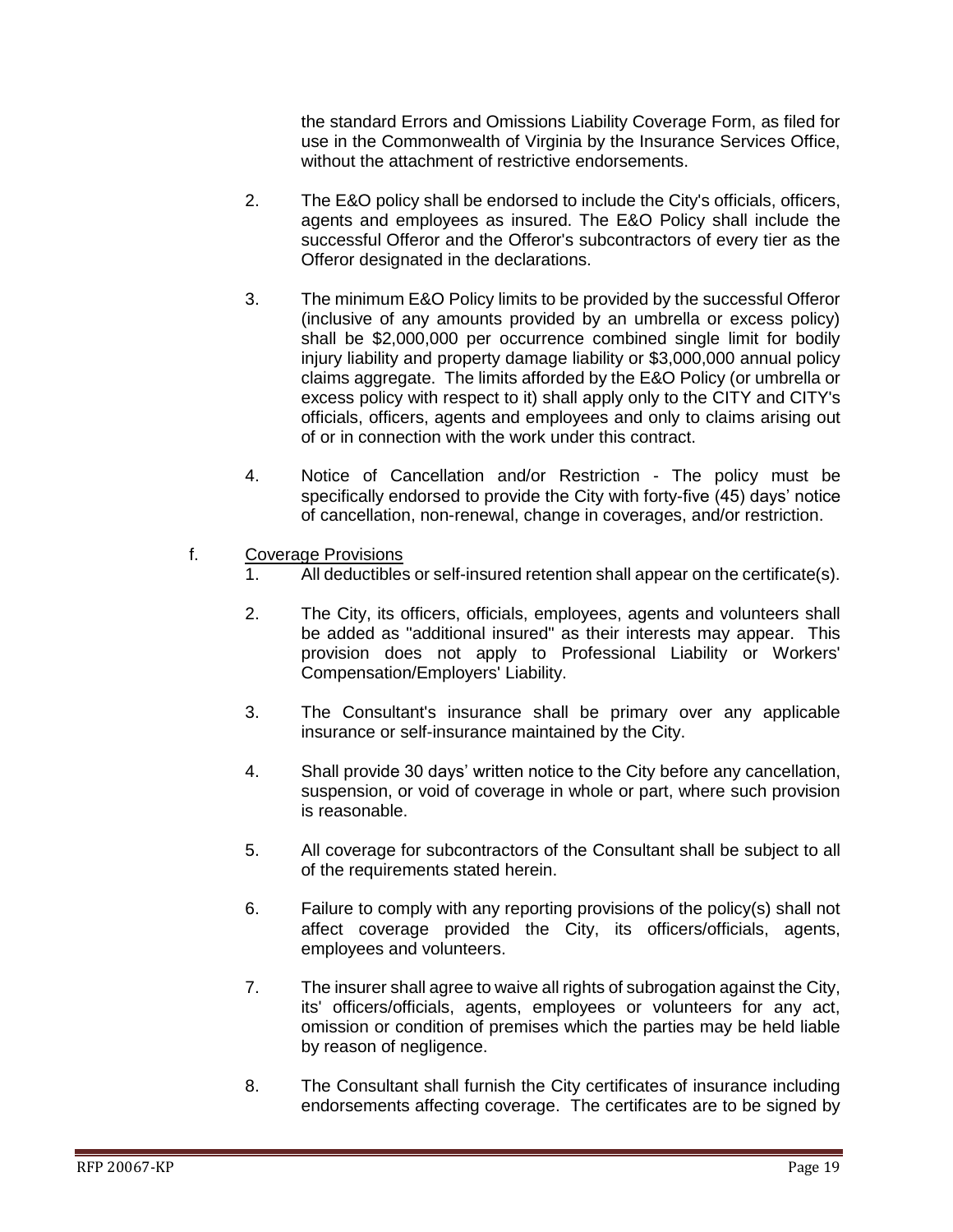the standard Errors and Omissions Liability Coverage Form, as filed for use in the Commonwealth of Virginia by the Insurance Services Office, without the attachment of restrictive endorsements.

2. The E&O policy shall be endorsed to include the City's officials, officers, agents and employees as insured. The E&O Policy shall include the successful Offeror and the Offeror's subcontractors of every tier as the Offeror designated in the declarations.

3. The minimum E&O Policy limits to be provided by the successful Offeror (inclusive of any amounts provided by an umbrella or excess policy) shall be $2,000,000 per occurrence combined single limit for bodily injury liability and property damage liability or $3,000,000 annual policy claims aggregate. The limits afforded by the E&O Policy (or umbrella or excess policy with respect to it) shall apply only to the CITY and CITY's officials, officers, agents and employees and only to claims arising out of or in connection with the work under this contract.

4. Notice of Cancellation and/or Restriction - The policy must be specifically endorsed to provide the City with forty-five (45) days' notice of cancellation, non-renewal, change in coverages, and/or restriction.

f. Coverage Provisions

1. All deductibles or self-insured retention shall appear on the certificate(s).

2. The City, its officers, officials, employees, agents and volunteers shall be added as "additional insured" as their interests may appear. This provision does not apply to Professional Liability or Workers' Compensation/Employers' Liability.

3. The Consultant's insurance shall be primary over any applicable insurance or self-insurance maintained by the City.

4. Shall provide 30 days' written notice to the City before any cancellation, suspension, or void of coverage in whole or part, where such provision is reasonable.

5. All coverage for subcontractors of the Consultant shall be subject to all of the requirements stated herein.

6. Failure to comply with any reporting provisions of the policy(s) shall not affect coverage provided the City, its officers/officials, agents, employees and volunteers.

7. The insurer shall agree to waive all rights of subrogation against the City, its' officers/officials, agents, employees or volunteers for any act, omission or condition of premises which the parties may be held liable by reason of negligence.

8. The Consultant shall furnish the City certificates of insurance including endorsements affecting coverage. The certificates are to be signed by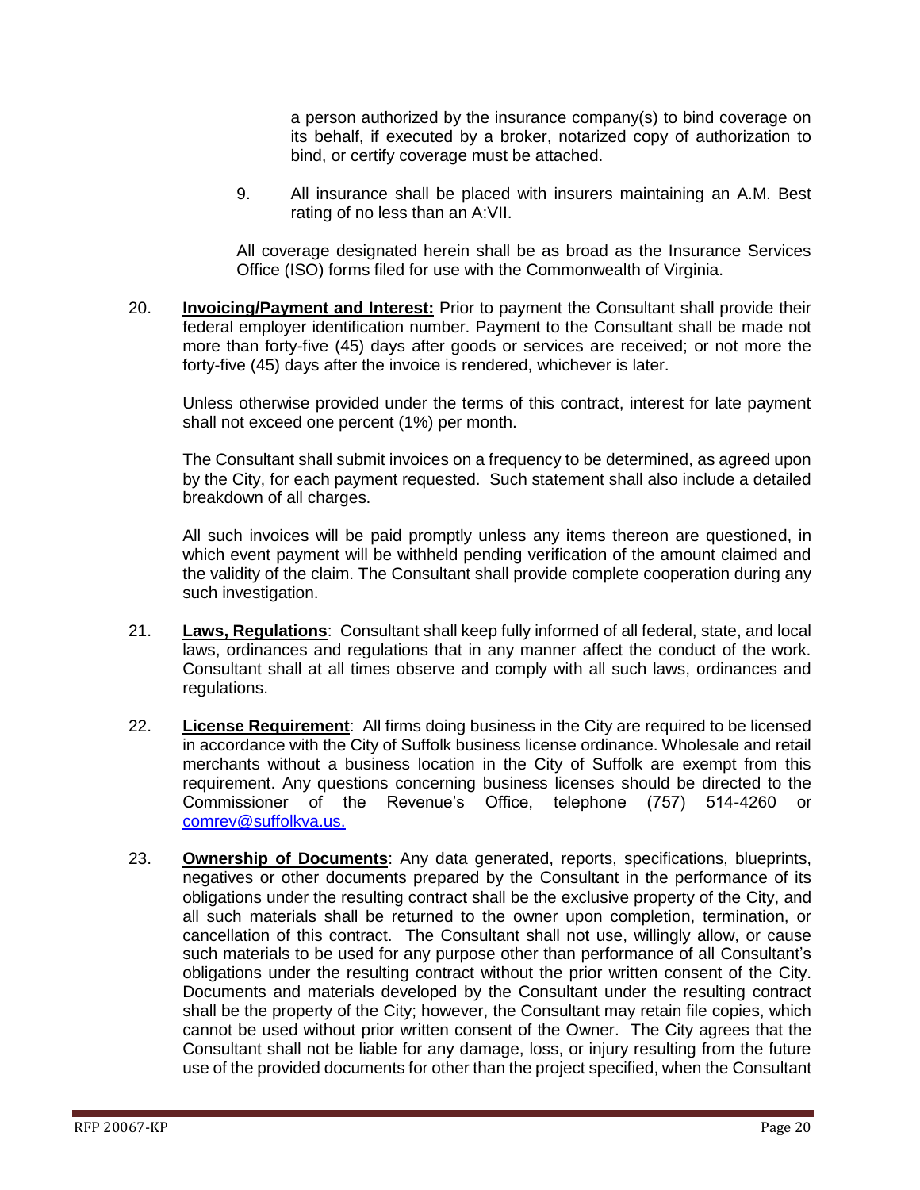a person authorized by the insurance company(s) to bind coverage on its behalf, if executed by a broker, notarized copy of authorization to bind, or certify coverage must be attached.

9. All insurance shall be placed with insurers maintaining an A.M. Best rating of no less than an A:VII.

All coverage designated herein shall be as broad as the Insurance Services Office (ISO) forms filed for use with the Commonwealth of Virginia.

20. **Invoicing/Payment and Interest:** Prior to payment the Consultant shall provide their federal employer identification number. Payment to the Consultant shall be made not more than forty-five (45) days after goods or services are received; or not more the forty-five (45) days after the invoice is rendered, whichever is later.

    Unless otherwise provided under the terms of this contract, interest for late payment shall not exceed one percent (1%) per month.

    The Consultant shall submit invoices on a frequency to be determined, as agreed upon by the City, for each payment requested. Such statement shall also include a detailed breakdown of all charges.

    All such invoices will be paid promptly unless any items thereon are questioned, in which event payment will be withheld pending verification of the amount claimed and the validity of the claim. The Consultant shall provide complete cooperation during any such investigation.

21. **Laws, Regulations**: Consultant shall keep fully informed of all federal, state, and local laws, ordinances and regulations that in any manner affect the conduct of the work. Consultant shall at all times observe and comply with all such laws, ordinances and regulations.

22. **License Requirement**: All firms doing business in the City are required to be licensed in accordance with the City of Suffolk business license ordinance. Wholesale and retail merchants without a business location in the City of Suffolk are exempt from this requirement. Any questions concerning business licenses should be directed to the Commissioner of the Revenue's Office, telephone (757) 514-4260 or comrev@suffolkva.us.

23. **Ownership of Documents**: Any data generated, reports, specifications, blueprints, negatives or other documents prepared by the Consultant in the performance of its obligations under the resulting contract shall be the exclusive property of the City, and all such materials shall be returned to the owner upon completion, termination, or cancellation of this contract. The Consultant shall not use, willingly allow, or cause such materials to be used for any purpose other than performance of all Consultant's obligations under the resulting contract without the prior written consent of the City. Documents and materials developed by the Consultant under the resulting contract shall be the property of the City; however, the Consultant may retain file copies, which cannot be used without prior written consent of the Owner. The City agrees that the Consultant shall not be liable for any damage, loss, or injury resulting from the future use of the provided documents for other than the project specified, when the Consultant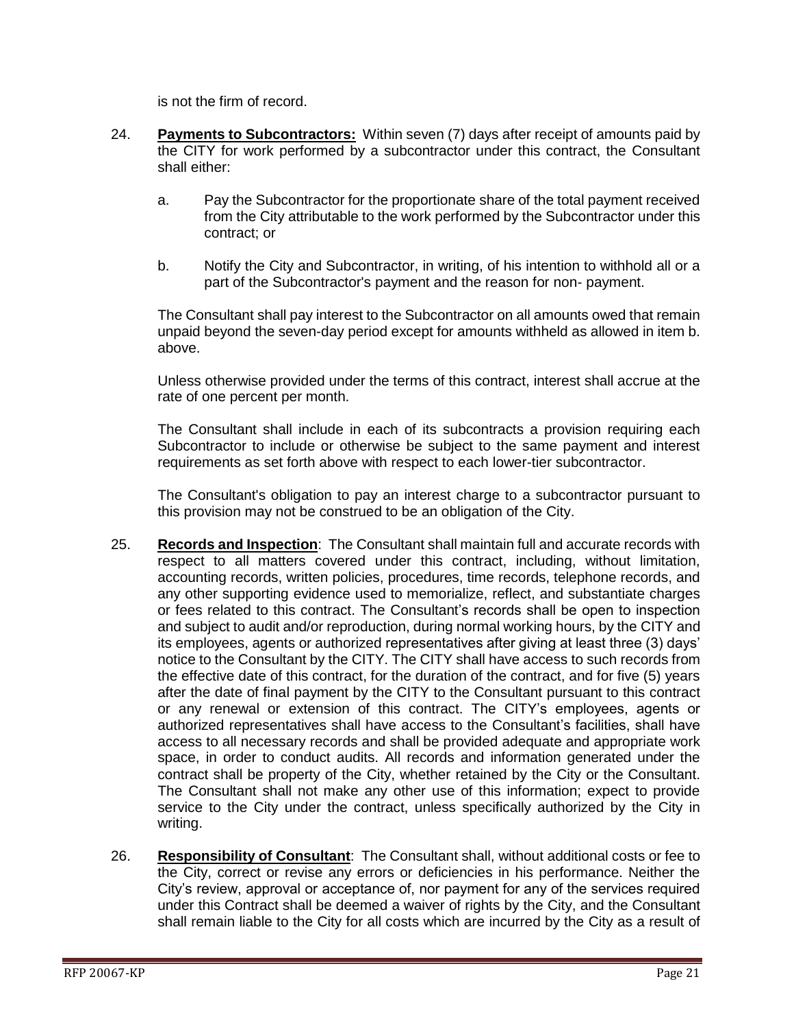is not the firm of record.

24. **Payments to Subcontractors:** Within seven (7) days after receipt of amounts paid by the CITY for work performed by a subcontractor under this contract, the Consultant shall either:

    a. Pay the Subcontractor for the proportionate share of the total payment received from the City attributable to the work performed by the Subcontractor under this contract; or

    b. Notify the City and Subcontractor, in writing, of his intention to withhold all or a part of the Subcontractor's payment and the reason for non- payment.

    The Consultant shall pay interest to the Subcontractor on all amounts owed that remain unpaid beyond the seven-day period except for amounts withheld as allowed in item b. above.

    Unless otherwise provided under the terms of this contract, interest shall accrue at the rate of one percent per month.

    The Consultant shall include in each of its subcontracts a provision requiring each Subcontractor to include or otherwise be subject to the same payment and interest requirements as set forth above with respect to each lower-tier subcontractor.

    The Consultant's obligation to pay an interest charge to a subcontractor pursuant to this provision may not be construed to be an obligation of the City.

25. **Records and Inspection**: The Consultant shall maintain full and accurate records with respect to all matters covered under this contract, including, without limitation, accounting records, written policies, procedures, time records, telephone records, and any other supporting evidence used to memorialize, reflect, and substantiate charges or fees related to this contract. The Consultant's records shall be open to inspection and subject to audit and/or reproduction, during normal working hours, by the CITY and its employees, agents or authorized representatives after giving at least three (3) days' notice to the Consultant by the CITY. The CITY shall have access to such records from the effective date of this contract, for the duration of the contract, and for five (5) years after the date of final payment by the CITY to the Consultant pursuant to this contract or any renewal or extension of this contract. The CITY's employees, agents or authorized representatives shall have access to the Consultant's facilities, shall have access to all necessary records and shall be provided adequate and appropriate work space, in order to conduct audits. All records and information generated under the contract shall be property of the City, whether retained by the City or the Consultant. The Consultant shall not make any other use of this information; expect to provide service to the City under the contract, unless specifically authorized by the City in writing.

26. **Responsibility of Consultant**: The Consultant shall, without additional costs or fee to the City, correct or revise any errors or deficiencies in his performance. Neither the City's review, approval or acceptance of, nor payment for any of the services required under this Contract shall be deemed a waiver of rights by the City, and the Consultant shall remain liable to the City for all costs which are incurred by the City as a result of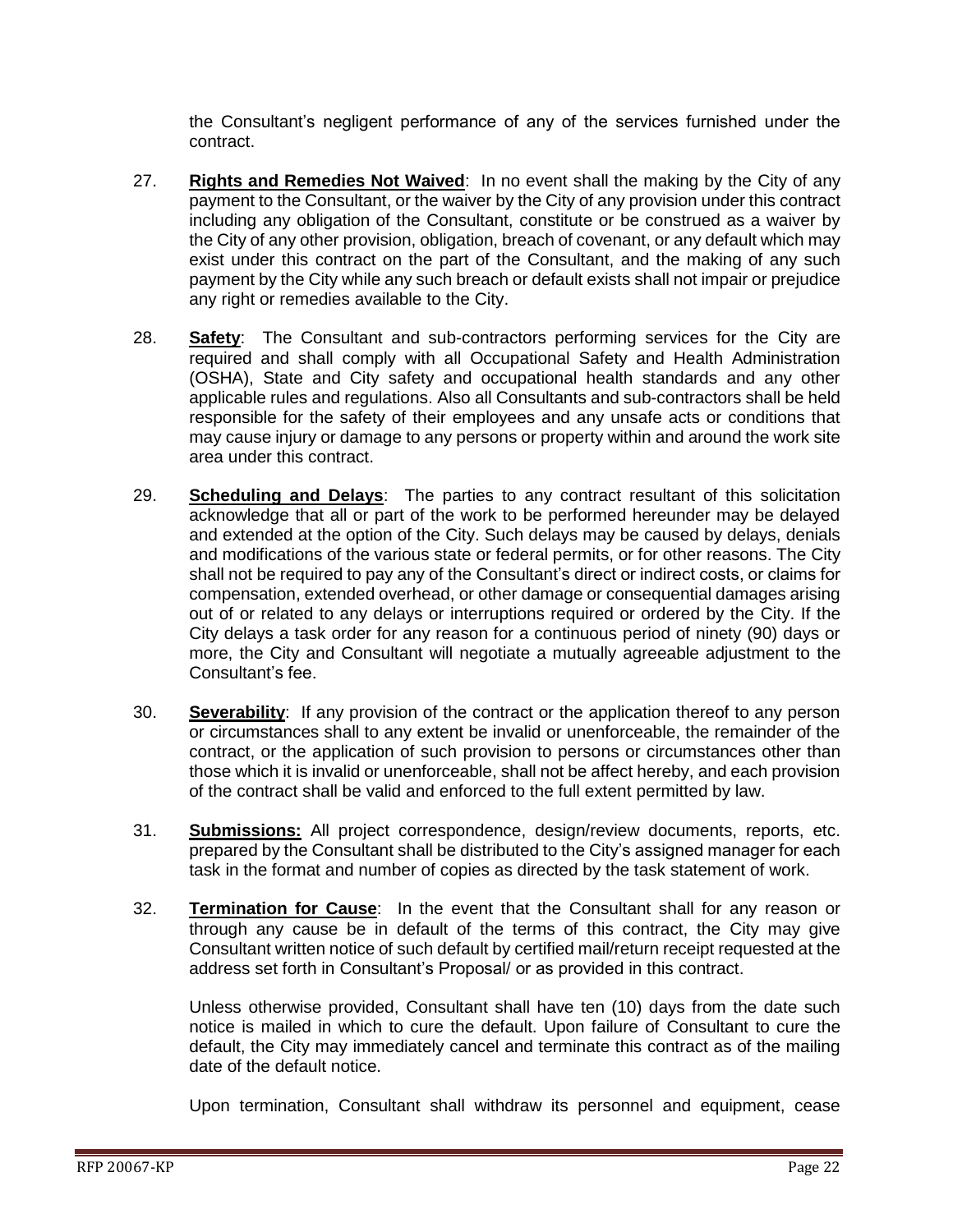the Consultant's negligent performance of any of the services furnished under the contract.

27. **Rights and Remedies Not Waived**: In no event shall the making by the City of any payment to the Consultant, or the waiver by the City of any provision under this contract including any obligation of the Consultant, constitute or be construed as a waiver by the City of any other provision, obligation, breach of covenant, or any default which may exist under this contract on the part of the Consultant, and the making of any such payment by the City while any such breach or default exists shall not impair or prejudice any right or remedies available to the City.

28. **Safety**: The Consultant and sub-contractors performing services for the City are required and shall comply with all Occupational Safety and Health Administration (OSHA), State and City safety and occupational health standards and any other applicable rules and regulations. Also all Consultants and sub-contractors shall be held responsible for the safety of their employees and any unsafe acts or conditions that may cause injury or damage to any persons or property within and around the work site area under this contract.

29. **Scheduling and Delays**: The parties to any contract resultant of this solicitation acknowledge that all or part of the work to be performed hereunder may be delayed and extended at the option of the City. Such delays may be caused by delays, denials and modifications of the various state or federal permits, or for other reasons. The City shall not be required to pay any of the Consultant's direct or indirect costs, or claims for compensation, extended overhead, or other damage or consequential damages arising out of or related to any delays or interruptions required or ordered by the City. If the City delays a task order for any reason for a continuous period of ninety (90) days or more, the City and Consultant will negotiate a mutually agreeable adjustment to the Consultant's fee.

30. **Severability**: If any provision of the contract or the application thereof to any person or circumstances shall to any extent be invalid or unenforceable, the remainder of the contract, or the application of such provision to persons or circumstances other than those which it is invalid or unenforceable, shall not be affect hereby, and each provision of the contract shall be valid and enforced to the full extent permitted by law.

31. **Submissions:** All project correspondence, design/review documents, reports, etc. prepared by the Consultant shall be distributed to the City's assigned manager for each task in the format and number of copies as directed by the task statement of work.

32. **Termination for Cause**: In the event that the Consultant shall for any reason or through any cause be in default of the terms of this contract, the City may give Consultant written notice of such default by certified mail/return receipt requested at the address set forth in Consultant's Proposal/ or as provided in this contract.

    Unless otherwise provided, Consultant shall have ten (10) days from the date such notice is mailed in which to cure the default. Upon failure of Consultant to cure the default, the City may immediately cancel and terminate this contract as of the mailing date of the default notice.

    Upon termination, Consultant shall withdraw its personnel and equipment, cease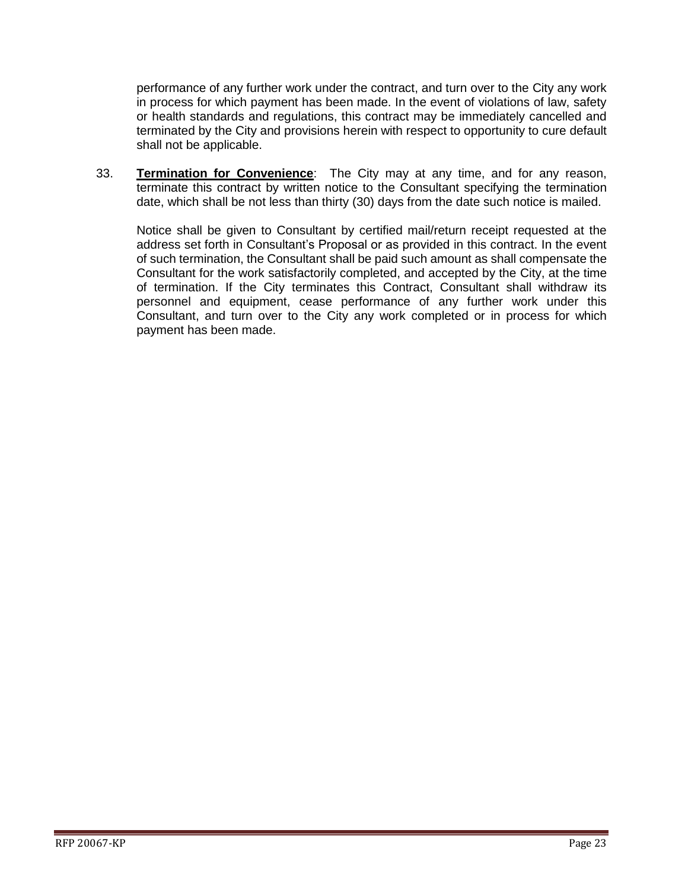performance of any further work under the contract, and turn over to the City any work in process for which payment has been made. In the event of violations of law, safety or health standards and regulations, this contract may be immediately cancelled and terminated by the City and provisions herein with respect to opportunity to cure default shall not be applicable.

33. **Termination for Convenience**: The City may at any time, and for any reason, terminate this contract by written notice to the Consultant specifying the termination date, which shall be not less than thirty (30) days from the date such notice is mailed.

    Notice shall be given to Consultant by certified mail/return receipt requested at the address set forth in Consultant's Proposal or as provided in this contract. In the event of such termination, the Consultant shall be paid such amount as shall compensate the Consultant for the work satisfactorily completed, and accepted by the City, at the time of termination. If the City terminates this Contract, Consultant shall withdraw its personnel and equipment, cease performance of any further work under this Consultant, and turn over to the City any work completed or in process for which payment has been made.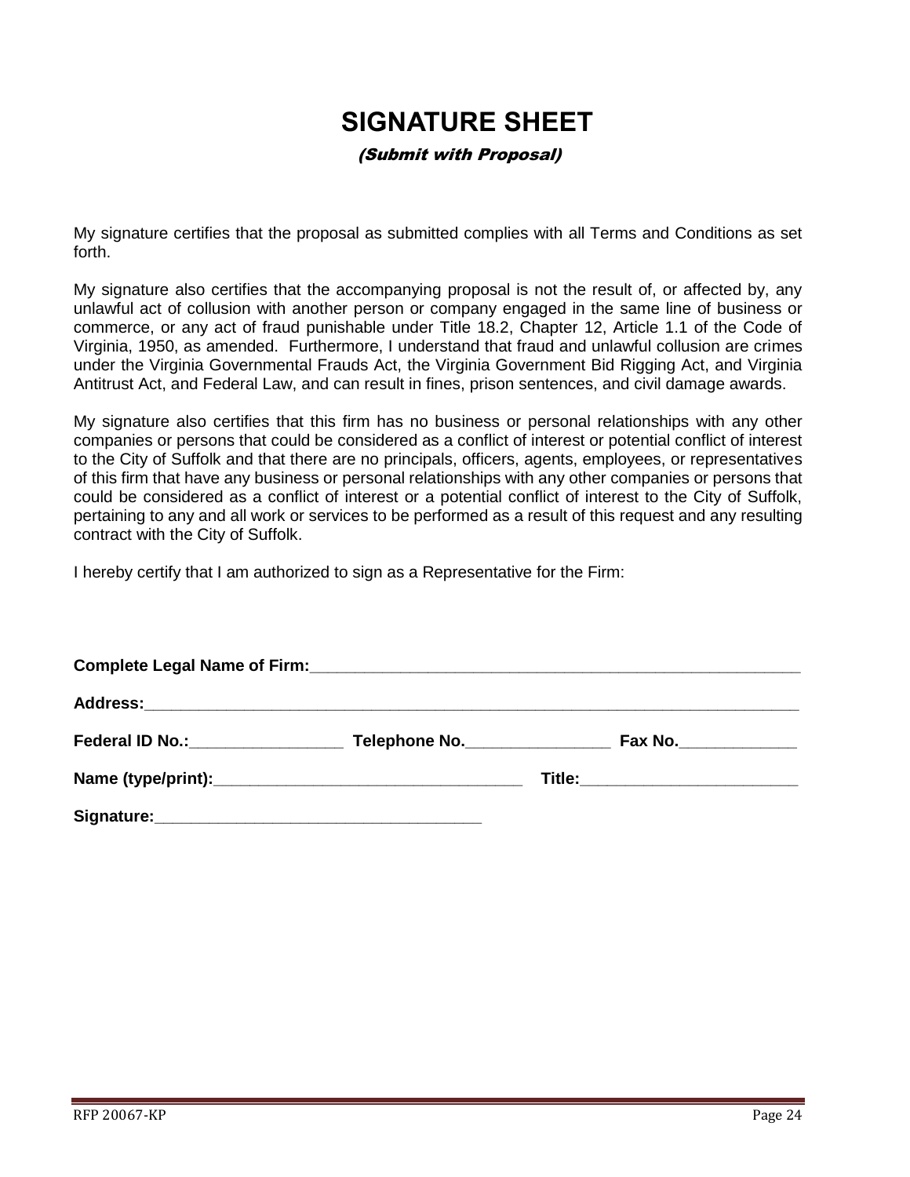# SIGNATURE SHEET

*(Submit with Proposal)*

My signature certifies that the proposal as submitted complies with all Terms and Conditions as set forth.

My signature also certifies that the accompanying proposal is not the result of, or affected by, any unlawful act of collusion with another person or company engaged in the same line of business or commerce, or any act of fraud punishable under Title 18.2, Chapter 12, Article 1.1 of the Code of Virginia, 1950, as amended. Furthermore, I understand that fraud and unlawful collusion are crimes under the Virginia Governmental Frauds Act, the Virginia Government Bid Rigging Act, and Virginia Antitrust Act, and Federal Law, and can result in fines, prison sentences, and civil damage awards.

My signature also certifies that this firm has no business or personal relationships with any other companies or persons that could be considered as a conflict of interest or potential conflict of interest to the City of Suffolk and that there are no principals, officers, agents, employees, or representatives of this firm that have any business or personal relationships with any other companies or persons that could be considered as a conflict of interest or a potential conflict of interest to the City of Suffolk, pertaining to any and all work or services to be performed as a result of this request and any resulting contract with the City of Suffolk.

I hereby certify that I am authorized to sign as a Representative for the Firm:

**Complete Legal Name of Firm:**___________________________________________________________

**Address:**___________________________________________________________________________

**Federal ID No.:**_________________ **Telephone No.**________________ **Fax No.**_____________

**Name (type/print):**___________________________________ **Title:**________________________

**Signature:**_____________________________________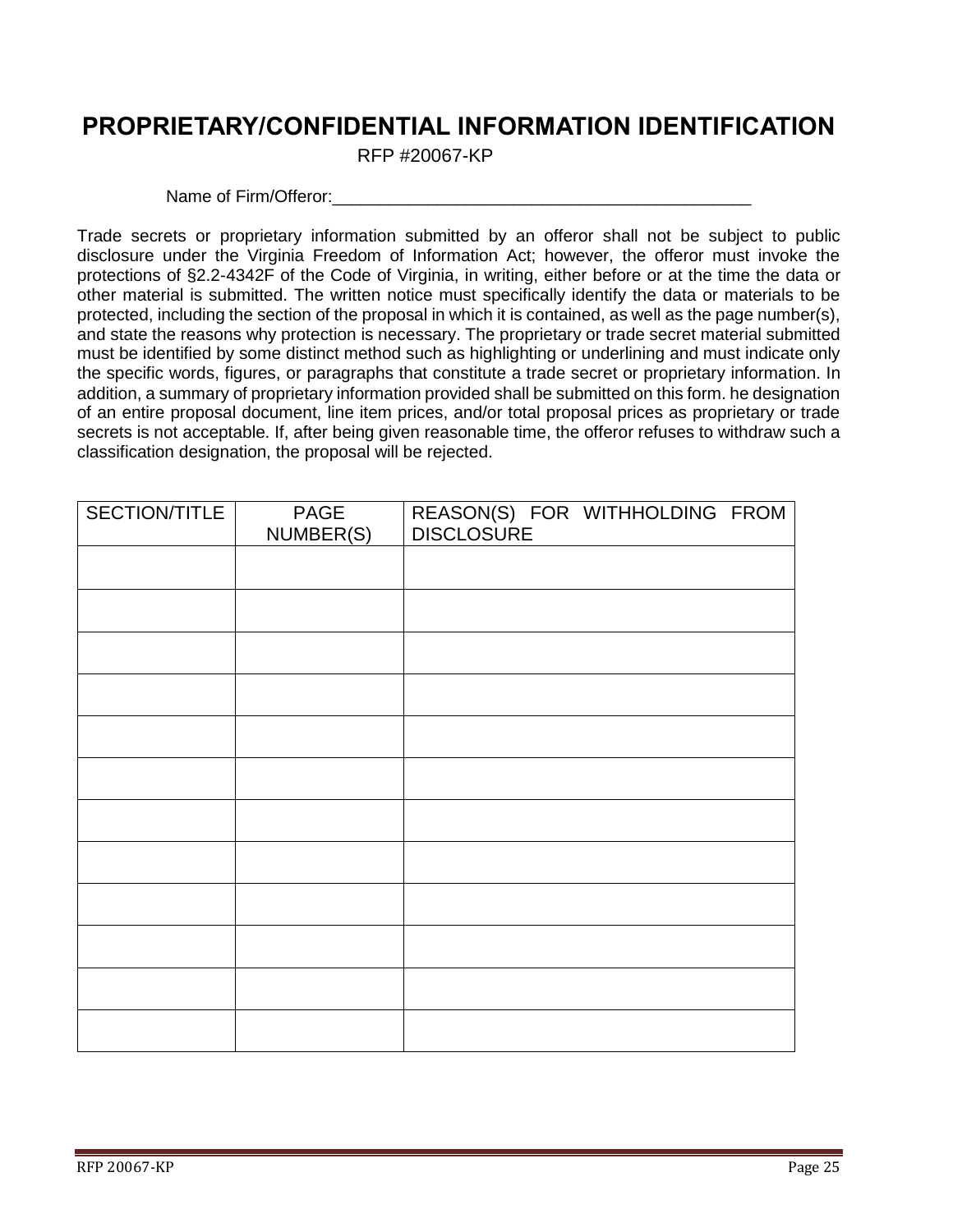# PROPRIETARY/CONFIDENTIAL INFORMATION IDENTIFICATION

RFP #20067-KP

Name of Firm/Offeror:____________________________________________

Trade secrets or proprietary information submitted by an offeror shall not be subject to public disclosure under the Virginia Freedom of Information Act; however, the offeror must invoke the protections of §2.2-4342F of the Code of Virginia, in writing, either before or at the time the data or other material is submitted. The written notice must specifically identify the data or materials to be protected, including the section of the proposal in which it is contained, as well as the page number(s), and state the reasons why protection is necessary. The proprietary or trade secret material submitted must be identified by some distinct method such as highlighting or underlining and must indicate only the specific words, figures, or paragraphs that constitute a trade secret or proprietary information. In addition, a summary of proprietary information provided shall be submitted on this form. he designation of an entire proposal document, line item prices, and/or total proposal prices as proprietary or trade secrets is not acceptable. If, after being given reasonable time, the offeror refuses to withdraw such a classification designation, the proposal will be rejected.

| SECTION/TITLE | PAGE NUMBER(S) | REASON(S) FOR WITHHOLDING FROM DISCLOSURE |
|---|---|---|
| | | |
| | | |
| | | |
| | | |
| | | |
| | | |
| | | |
| | | |
| | | |
| | | |
| | | |
| | | |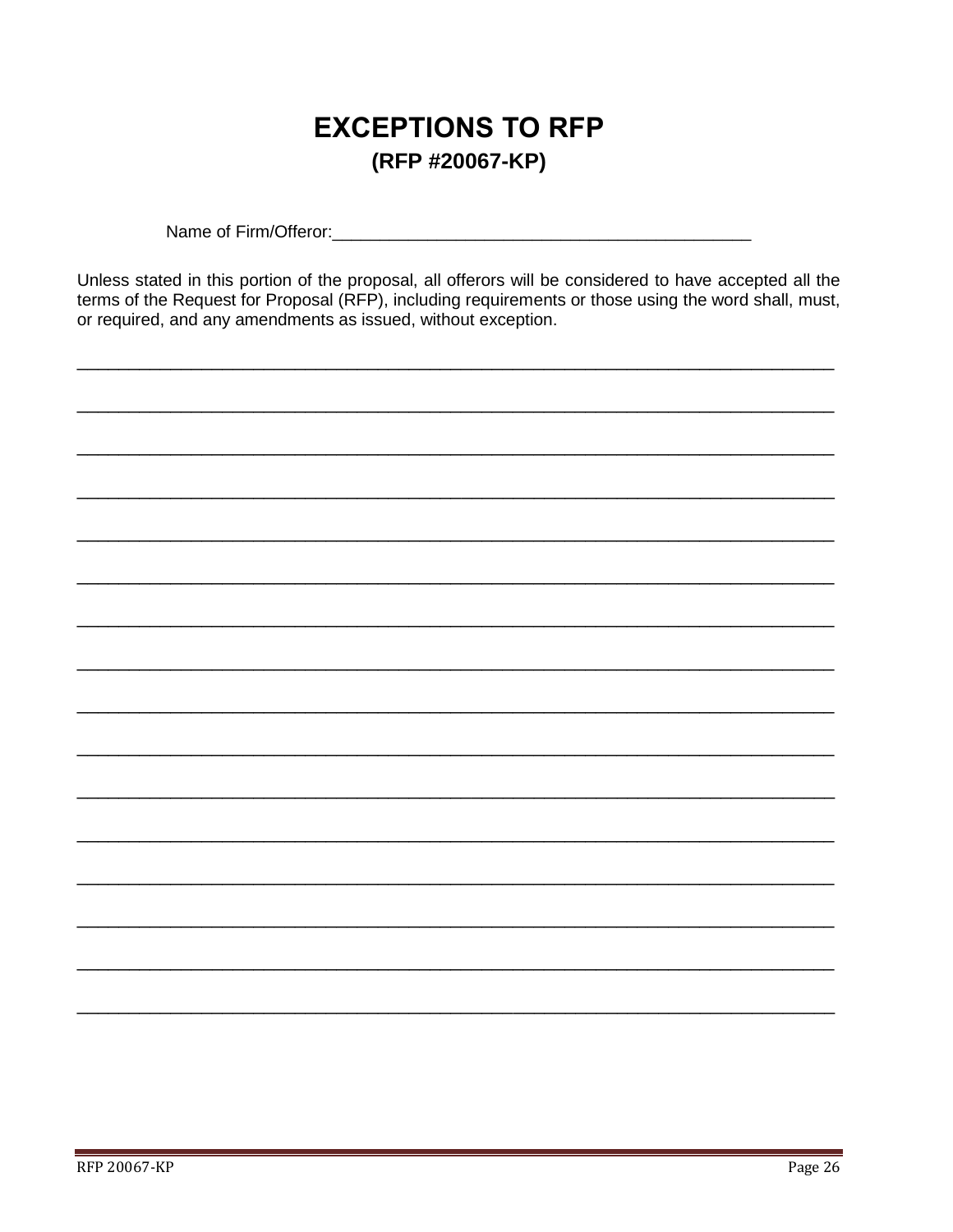# EXCEPTIONS TO RFP

## (RFP #20067-KP)

Name of Firm/Offeror:_____________________________________________

Unless stated in this portion of the proposal, all offerors will be considered to have accepted all the terms of the Request for Proposal (RFP), including requirements or those using the word shall, must, or required, and any amendments as issued, without exception.

_______________________________________________________________________________

_______________________________________________________________________________

_______________________________________________________________________________

_______________________________________________________________________________

_______________________________________________________________________________

_______________________________________________________________________________

_______________________________________________________________________________

_______________________________________________________________________________

_______________________________________________________________________________

_______________________________________________________________________________

_______________________________________________________________________________

_______________________________________________________________________________

_______________________________________________________________________________

_______________________________________________________________________________

_______________________________________________________________________________

_______________________________________________________________________________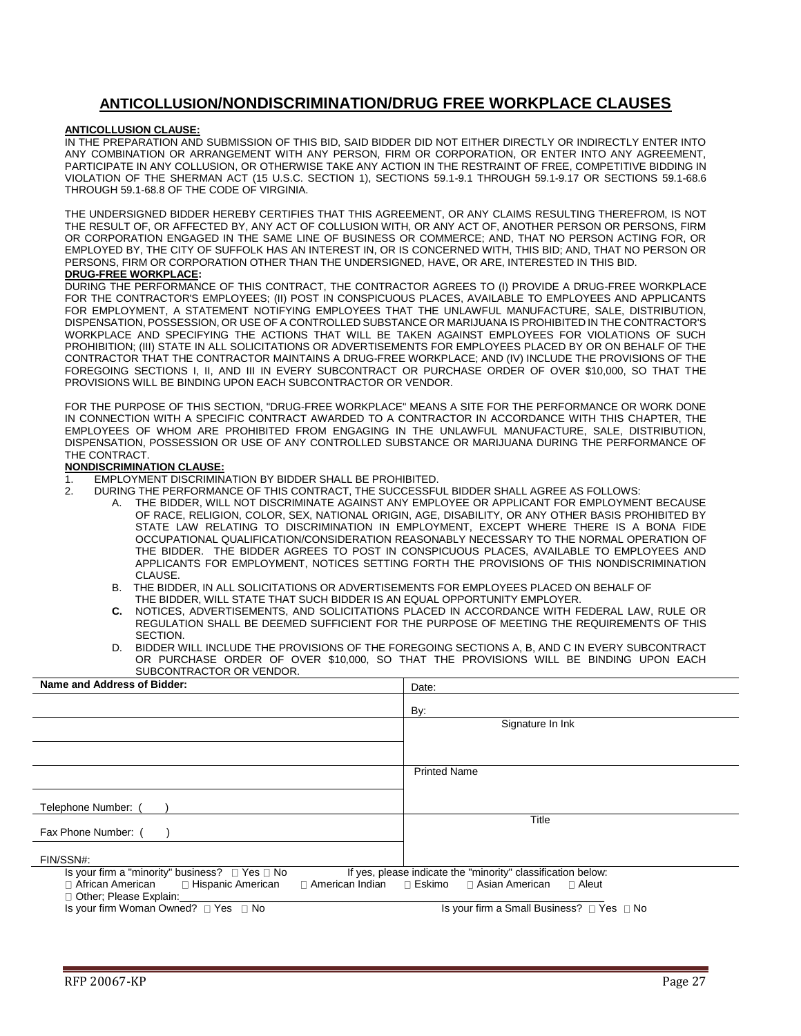# ANTICOLLUSION/NONDISCRIMINATION/DRUG FREE WORKPLACE CLAUSES

**ANTICOLLUSION CLAUSE:**

IN THE PREPARATION AND SUBMISSION OF THIS BID, SAID BIDDER DID NOT EITHER DIRECTLY OR INDIRECTLY ENTER INTO ANY COMBINATION OR ARRANGEMENT WITH ANY PERSON, FIRM OR CORPORATION, OR ENTER INTO ANY AGREEMENT, PARTICIPATE IN ANY COLLUSION, OR OTHERWISE TAKE ANY ACTION IN THE RESTRAINT OF FREE, COMPETITIVE BIDDING IN VIOLATION OF THE SHERMAN ACT (15 U.S.C. SECTION 1), SECTIONS 59.1-9.1 THROUGH 59.1-9.17 OR SECTIONS 59.1-68.6 THROUGH 59.1-68.8 OF THE CODE OF VIRGINIA.

THE UNDERSIGNED BIDDER HEREBY CERTIFIES THAT THIS AGREEMENT, OR ANY CLAIMS RESULTING THEREFROM, IS NOT THE RESULT OF, OR AFFECTED BY, ANY ACT OF COLLUSION WITH, OR ANY ACT OF, ANOTHER PERSON OR PERSONS, FIRM OR CORPORATION ENGAGED IN THE SAME LINE OF BUSINESS OR COMMERCE; AND, THAT NO PERSON ACTING FOR, OR EMPLOYED BY, THE CITY OF SUFFOLK HAS AN INTEREST IN, OR IS CONCERNED WITH, THIS BID; AND, THAT NO PERSON OR PERSONS, FIRM OR CORPORATION OTHER THAN THE UNDERSIGNED, HAVE, OR ARE, INTERESTED IN THIS BID.

**DRUG-FREE WORKPLACE:**

DURING THE PERFORMANCE OF THIS CONTRACT, THE CONTRACTOR AGREES TO (I) PROVIDE A DRUG-FREE WORKPLACE FOR THE CONTRACTOR'S EMPLOYEES; (II) POST IN CONSPICUOUS PLACES, AVAILABLE TO EMPLOYEES AND APPLICANTS FOR EMPLOYMENT, A STATEMENT NOTIFYING EMPLOYEES THAT THE UNLAWFUL MANUFACTURE, SALE, DISTRIBUTION, DISPENSATION, POSSESSION, OR USE OF A CONTROLLED SUBSTANCE OR MARIJUANA IS PROHIBITED IN THE CONTRACTOR'S WORKPLACE AND SPECIFYING THE ACTIONS THAT WILL BE TAKEN AGAINST EMPLOYEES FOR VIOLATIONS OF SUCH PROHIBITION; (III) STATE IN ALL SOLICITATIONS OR ADVERTISEMENTS FOR EMPLOYEES PLACED BY OR ON BEHALF OF THE CONTRACTOR THAT THE CONTRACTOR MAINTAINS A DRUG-FREE WORKPLACE; AND (IV) INCLUDE THE PROVISIONS OF THE FOREGOING SECTIONS I, II, AND III IN EVERY SUBCONTRACT OR PURCHASE ORDER OF OVER $10,000, SO THAT THE PROVISIONS WILL BE BINDING UPON EACH SUBCONTRACTOR OR VENDOR.

FOR THE PURPOSE OF THIS SECTION, "DRUG-FREE WORKPLACE" MEANS A SITE FOR THE PERFORMANCE OR WORK DONE IN CONNECTION WITH A SPECIFIC CONTRACT AWARDED TO A CONTRACTOR IN ACCORDANCE WITH THIS CHAPTER, THE EMPLOYEES OF WHOM ARE PROHIBITED FROM ENGAGING IN THE UNLAWFUL MANUFACTURE, SALE, DISTRIBUTION, DISPENSATION, POSSESSION OR USE OF ANY CONTROLLED SUBSTANCE OR MARIJUANA DURING THE PERFORMANCE OF THE CONTRACT.

**NONDISCRIMINATION CLAUSE:**

1. EMPLOYMENT DISCRIMINATION BY BIDDER SHALL BE PROHIBITED.
2. DURING THE PERFORMANCE OF THIS CONTRACT, THE SUCCESSFUL BIDDER SHALL AGREE AS FOLLOWS:
   - A. THE BIDDER, WILL NOT DISCRIMINATE AGAINST ANY EMPLOYEE OR APPLICANT FOR EMPLOYMENT BECAUSE OF RACE, RELIGION, COLOR, SEX, NATIONAL ORIGIN, AGE, DISABILITY, OR ANY OTHER BASIS PROHIBITED BY STATE LAW RELATING TO DISCRIMINATION IN EMPLOYMENT, EXCEPT WHERE THERE IS A BONA FIDE OCCUPATIONAL QUALIFICATION/CONSIDERATION REASONABLY NECESSARY TO THE NORMAL OPERATION OF THE BIDDER. THE BIDDER AGREES TO POST IN CONSPICUOUS PLACES, AVAILABLE TO EMPLOYEES AND APPLICANTS FOR EMPLOYMENT, NOTICES SETTING FORTH THE PROVISIONS OF THIS NONDISCRIMINATION CLAUSE.
   - B. THE BIDDER, IN ALL SOLICITATIONS OR ADVERTISEMENTS FOR EMPLOYEES PLACED ON BEHALF OF THE BIDDER, WILL STATE THAT SUCH BIDDER IS AN EQUAL OPPORTUNITY EMPLOYER.
   - **C.** NOTICES, ADVERTISEMENTS, AND SOLICITATIONS PLACED IN ACCORDANCE WITH FEDERAL LAW, RULE OR REGULATION SHALL BE DEEMED SUFFICIENT FOR THE PURPOSE OF MEETING THE REQUIREMENTS OF THIS SECTION.
   - D. BIDDER WILL INCLUDE THE PROVISIONS OF THE FOREGOING SECTIONS A, B, AND C IN EVERY SUBCONTRACT OR PURCHASE ORDER OF OVER $10,000, SO THAT THE PROVISIONS WILL BE BINDING UPON EACH SUBCONTRACTOR OR VENDOR.

| **Name and Address of Bidder:** | Date: |
|---|---|
| | By: |
| | Signature In Ink |
| | |
| | Printed Name |
| Telephone Number: ( ) | |
| Fax Phone Number: ( ) | Title |
| FIN/SSN#: | |

Is your firm a "minority" business? ☐ Yes ☐ No If yes, please indicate the "minority" classification below:

☐ African American ☐ Hispanic American ☐ American Indian ☐ Eskimo ☐ Asian American ☐ Aleut

☐ Other; Please Explain:\_\_\_\_\_\_\_\_\_\_\_\_\_\_\_\_\_\_\_\_

Is your firm Woman Owned? ☐ Yes ☐ No Is your firm a Small Business? ☐ Yes ☐ No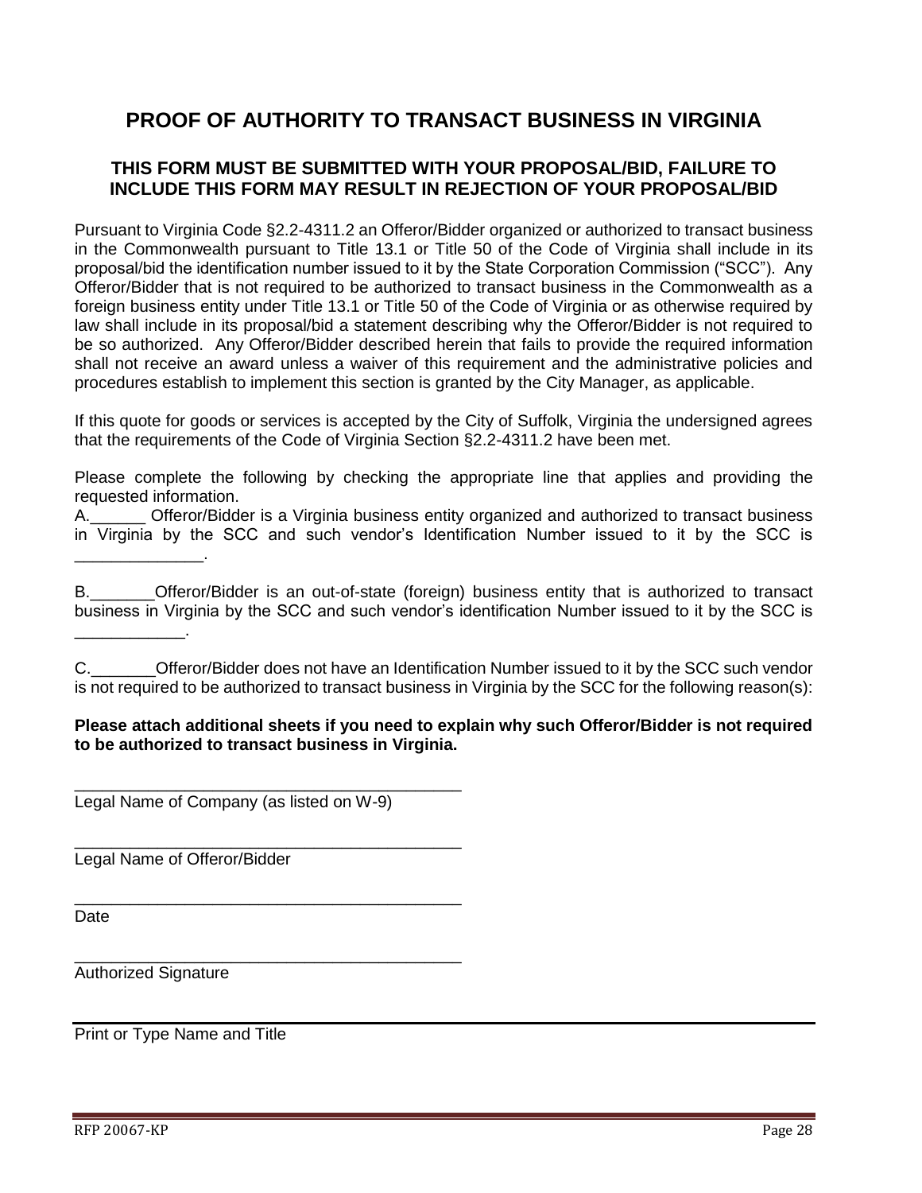# PROOF OF AUTHORITY TO TRANSACT BUSINESS IN VIRGINIA

### THIS FORM MUST BE SUBMITTED WITH YOUR PROPOSAL/BID, FAILURE TO INCLUDE THIS FORM MAY RESULT IN REJECTION OF YOUR PROPOSAL/BID

Pursuant to Virginia Code §2.2-4311.2 an Offeror/Bidder organized or authorized to transact business in the Commonwealth pursuant to Title 13.1 or Title 50 of the Code of Virginia shall include in its proposal/bid the identification number issued to it by the State Corporation Commission ("SCC"). Any Offeror/Bidder that is not required to be authorized to transact business in the Commonwealth as a foreign business entity under Title 13.1 or Title 50 of the Code of Virginia or as otherwise required by law shall include in its proposal/bid a statement describing why the Offeror/Bidder is not required to be so authorized. Any Offeror/Bidder described herein that fails to provide the required information shall not receive an award unless a waiver of this requirement and the administrative policies and procedures establish to implement this section is granted by the City Manager, as applicable.

If this quote for goods or services is accepted by the City of Suffolk, Virginia the undersigned agrees that the requirements of the Code of Virginia Section §2.2-4311.2 have been met.

Please complete the following by checking the appropriate line that applies and providing the requested information.

A.______ Offeror/Bidder is a Virginia business entity organized and authorized to transact business in Virginia by the SCC and such vendor's Identification Number issued to it by the SCC is ______________.

B._______Offeror/Bidder is an out-of-state (foreign) business entity that is authorized to transact business in Virginia by the SCC and such vendor's identification Number issued to it by the SCC is ____________.

C._______Offeror/Bidder does not have an Identification Number issued to it by the SCC such vendor is not required to be authorized to transact business in Virginia by the SCC for the following reason(s):

**Please attach additional sheets if you need to explain why such Offeror/Bidder is not required to be authorized to transact business in Virginia.**

____________________________________________
Legal Name of Company (as listed on W-9)

____________________________________________
Legal Name of Offeror/Bidder

____________________________________________
Date

____________________________________________
Authorized Signature

____________________________________________
Print or Type Name and Title